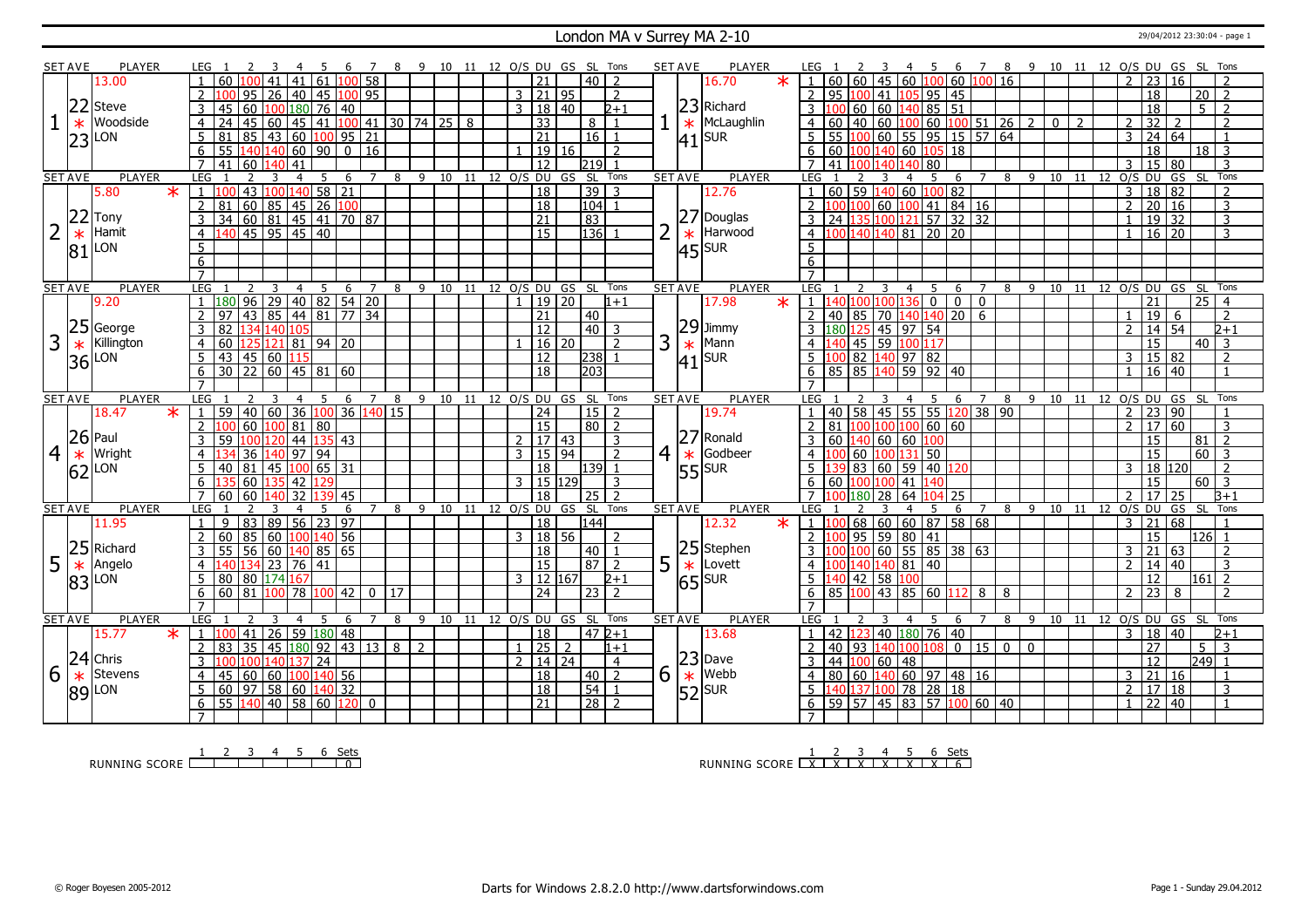# London MA v Surrey MA 2-10

29/04/2012 23:30:04 - page 1

| SET | AVE | PLAYER | LEG | 1 | 2 | 3 | 4 | 5 | 6 | 7 | 8 | 9 | 10 | 11 | 12 | O/S | DU | GS | SL | Tons | SET | AVE | PLAYER | LEG | 1 | 2 | 3 | 4 | 5 | 6 | 7 | 8 | 9 | 10 | 11 | 12 | O/S | DU | GS | SL | Tons |
|---|---|---|---|---|---|---|---|---|---|---|---|---|---|---|---|---|---|---|---|---|---|---|---|---|---|---|---|---|---|---|---|---|---|---|---|---|---|---|---|---|---|
| 1 | 13.00 / 22.23 | Steve Woodside LON | 1 | 60 | 100 | 41 | 41 | 61 | 100 | 58 | | | | | | | 21 | | 40 | 2 | 1 | 16.70 * / 23.41 | Richard McLaughlin SUR | 1 | 60 | 60 | 45 | 60 | 100 | 60 | 100 | 16 | | | | | 2 | 23 | 16 | | 2 |
| | | | 2 | 100 | 95 | 26 | 40 | 45 | 100 | 95 | | | | | | 3 | 21 | 95 | | 2 | | | | 2 | 95 | 100 | 41 | 105 | 95 | 45 | | | | | | | | 18 | | 20 | 2 |
| | | | 3 | 45 | 60 | 100 | 180 | 76 | 40 | | | | | | | 3 | 18 | 40 | | 2+1 | | | | 3 | 100 | 60 | 60 | 140 | 85 | 51 | | | | | | | | 18 | | 5 | 2 |
| | | | 4 | 24 | 45 | 60 | 45 | 41 | 100 | 41 | 30 | 74 | 25 | 8 | | | 33 | | 8 | 1 | | | | 4 | 60 | 40 | 60 | 100 | 60 | 100 | 51 | 26 | 2 | 0 | 2 | | 2 | 32 | 2 | | 2 |
| | | | 5 | 81 | 85 | 43 | 60 | 100 | 95 | 21 | | | | | | | 21 | | 16 | 1 | | | | 5 | 55 | 100 | 60 | 55 | 95 | 15 | 57 | 64 | | | | | 3 | 24 | 64 | | 1 |
| | | | 6 | 55 | 140 | 140 | 60 | 90 | 0 | 16 | | | | | | 1 | 19 | 16 | | 2 | | | | 6 | 60 | 100 | 140 | 60 | 105 | 18 | | | | | | | | 18 | | 18 | 3 |
| | | | 7 | 41 | 60 | 140 | 41 | | | | | | | | | | 12 | | 219 | 1 | | | | 7 | 41 | 100 | 140 | 140 | 80 | | | | | | | | 3 | 15 | 80 | | 3 |
| 2 | 5.80 * / 22.81 | Tony Hamit LON | 1 | 100 | 43 | 100 | 140 | 58 | 21 | | | | | | | | 18 | | 39 | 3 | 2 | 12.76 / 27.45 | Douglas Harwood SUR | 1 | 60 | 59 | 140 | 60 | 100 | 82 | | | | | | | 3 | 18 | 82 | | 2 |
| | | | 2 | 81 | 60 | 85 | 45 | 26 | 100 | | | | | | | | 18 | | 104 | 1 | | | | 2 | 100 | 100 | 60 | 100 | 41 | 84 | 16 | | | | | | 2 | 20 | 16 | | 3 |
| | | | 3 | 34 | 60 | 81 | 45 | 41 | 70 | 87 | | | | | | | 21 | | 83 | | | | | 3 | 24 | 135 | 100 | 121 | 57 | 32 | 32 | | | | | | 1 | 19 | 32 | | 3 |
| | | | 4 | 140 | 45 | 95 | 45 | 40 | | | | | | | | | 15 | | 136 | 1 | | | | 4 | 100 | 140 | 140 | 81 | 20 | 20 | | | | | | | 1 | 16 | 20 | | 3 |
| 3 | 9.20 / 25.36 | George Killington LON | 1 | 180 | 96 | 29 | 40 | 82 | 54 | 20 | | | | | | 1 | 19 | 20 | | 1+1 | 3 | 17.98 * / 29.41 | Jimmy Mann SUR | 1 | 140 | 100 | 100 | 136 | 0 | 0 | 0 | | | | | | | 21 | | 25 | 4 |
| | | | 2 | 97 | 43 | 85 | 44 | 81 | 77 | 34 | | | | | | | 21 | | 40 | | | | | 2 | 40 | 85 | 70 | 140 | 140 | 20 | 6 | | | | | | 1 | 19 | 6 | | 2 |
| | | | 3 | 82 | 134 | 140 | 105 | | | | | | | | | | 12 | | 40 | 3 | | | | 3 | 180 | 125 | 45 | 97 | 54 | | | | | | | | 2 | 14 | 54 | | 2+1 |
| | | | 4 | 60 | 125 | 121 | 81 | 94 | 20 | | | | | | | 1 | 16 | 20 | | 2 | | | | 4 | 140 | 45 | 59 | 100 | 117 | | | | | | | | | 15 | | 40 | 3 |
| | | | 5 | 43 | 45 | 60 | 115 | | | | | | | | | | 12 | | 238 | 1 | | | | 5 | 100 | 82 | 140 | 97 | 82 | | | | | | | | 3 | 15 | 82 | | 2 |
| | | | 6 | 30 | 22 | 60 | 45 | 81 | 60 | | | | | | | | 18 | | 203 | | | | | 6 | 85 | 85 | 140 | 59 | 92 | 40 | | | | | | | 1 | 16 | 40 | | 1 |
| 4 | 18.47 * / 26.62 | Paul Wright LON | 1 | 59 | 40 | 60 | 36 | 100 | 36 | 140 | 15 | | | | | | 24 | | 15 | 2 | 4 | 19.74 / 27.55 | Ronald Godbeer SUR | 1 | 40 | 58 | 45 | 55 | 55 | 120 | 38 | 90 | | | | | 2 | 23 | 90 | | 1 |
| | | | 2 | 100 | 60 | 100 | 81 | 80 | | | | | | | | | 15 | | 80 | 2 | | | | 2 | 81 | 100 | 100 | 100 | 60 | 60 | | | | | | | 2 | 17 | 60 | | 3 |
| | | | 3 | 59 | 100 | 120 | 44 | 135 | 43 | | | | | | | 2 | 17 | 43 | | 3 | | | | 3 | 60 | 140 | 60 | 60 | 100 | | | | | | | | | 15 | | 81 | 2 |
| | | | 4 | 134 | 36 | 140 | 97 | 94 | | | | | | | | 3 | 15 | 94 | | 2 | | | | 4 | 100 | 60 | 100 | 131 | 50 | | | | | | | | | 15 | | 60 | 3 |
| | | | 5 | 40 | 81 | 45 | 100 | 65 | 31 | | | | | | | | 18 | | 139 | 1 | | | | 5 | 139 | 83 | 60 | 59 | 40 | 120 | | | | | | | 3 | 18 | 120 | | 2 |
| | | | 6 | 135 | 60 | 135 | 42 | 129 | | | | | | | | 3 | 15 | 129 | | 3 | | | | 6 | 60 | 100 | 100 | 41 | 140 | | | | | | | | | 15 | | 60 | 3 |
| | | | 7 | 60 | 60 | 140 | 32 | 139 | 45 | | | | | | | | 18 | | 25 | 2 | | | | 7 | 100 | 180 | 28 | 64 | 104 | 25 | | | | | | | 2 | 17 | 25 | | 3+1 |
| 5 | 11.95 / 25.83 | Richard Angelo LON | 1 | 9 | 83 | 89 | 56 | 23 | 97 | | | | | | | | 18 | | 144 | | 5 | 12.32 * / 25.65 | Stephen Lovett SUR | 1 | 100 | 68 | 60 | 60 | 87 | 58 | 68 | | | | | | 3 | 21 | 68 | | 1 |
| | | | 2 | 60 | 85 | 60 | 100 | 140 | 56 | | | | | | | 3 | 18 | 56 | | 2 | | | | 2 | 100 | 95 | 59 | 80 | 41 | | | | | | | | | 15 | | 126 | 1 |
| | | | 3 | 55 | 56 | 60 | 140 | 85 | 65 | | | | | | | | 18 | | 40 | 1 | | | | 3 | 100 | 100 | 60 | 55 | 85 | 38 | 63 | | | | | | 3 | 21 | 63 | | 2 |
| | | | 4 | 140 | 134 | 23 | 76 | 41 | | | | | | | | | 15 | | 87 | 2 | | | | 4 | 100 | 140 | 140 | 81 | 40 | | | | | | | | 2 | 14 | 40 | | 3 |
| | | | 5 | 80 | 80 | 174 | 167 | | | | | | | | | 3 | 12 | 167 | | 2+1 | | | | 5 | 140 | 42 | 58 | 100 | | | | | | | | | | 12 | | 161 | 2 |
| | | | 6 | 60 | 81 | 100 | 78 | 100 | 42 | 0 | 17 | | | | | | 24 | | 23 | 2 | | | | 6 | 85 | 100 | 43 | 85 | 60 | 112 | 8 | 8 | | | | | 2 | 23 | 8 | | 2 |
| 6 | 15.77 * / 24.89 | Chris Stevens LON | 1 | 100 | 41 | 26 | 59 | 180 | 48 | | | | | | | | 18 | | 47 | 2+1 | 6 | 13.68 / 23.52 | Dave Webb SUR | 1 | 42 | 123 | 40 | 180 | 76 | 40 | | | | | | | 3 | 18 | 40 | | 2+1 |
| | | | 2 | 83 | 35 | 45 | 180 | 92 | 43 | 13 | 8 | 2 | | | | 1 | 25 | 2 | | 1+1 | | | | 2 | 40 | 93 | 140 | 100 | 108 | 0 | 15 | 0 | 0 | | | | | 27 | | 5 | 3 |
| | | | 3 | 100 | 100 | 140 | 137 | 24 | | | | | | | | 2 | 14 | 24 | | 4 | | | | 3 | 44 | 100 | 60 | 48 | | | | | | | | | | 12 | | 249 | 1 |
| | | | 4 | 45 | 60 | 60 | 100 | 140 | 56 | | | | | | | | 18 | | 40 | 2 | | | | 4 | 80 | 60 | 140 | 60 | 97 | 48 | 16 | | | | | | 3 | 21 | 16 | | 1 |
| | | | 5 | 60 | 97 | 58 | 60 | 140 | 32 | | | | | | | | 18 | | 54 | 1 | | | | 5 | 140 | 137 | 100 | 78 | 28 | 18 | | | | | | | 2 | 17 | 18 | | 3 |
| | | | 6 | 55 | 140 | 40 | 58 | 60 | 120 | 0 | | | | | | | 21 | | 28 | 2 | | | | 6 | 59 | 57 | 45 | 83 | 57 | 100 | 60 | 40 | | | | | 1 | 22 | 40 | | 1 |

RUNNING SCORE (London MA): Sets 1–6: (blank) — Sets 0

RUNNING SCORE (Surrey MA): Sets 1–6: X X X X X X — Sets 6

© Roger Boyesen 2005-2012 — Darts for Windows 2.8.2.0 http://www.dartsforwindows.com — Page 1 - Sunday 29.04.2012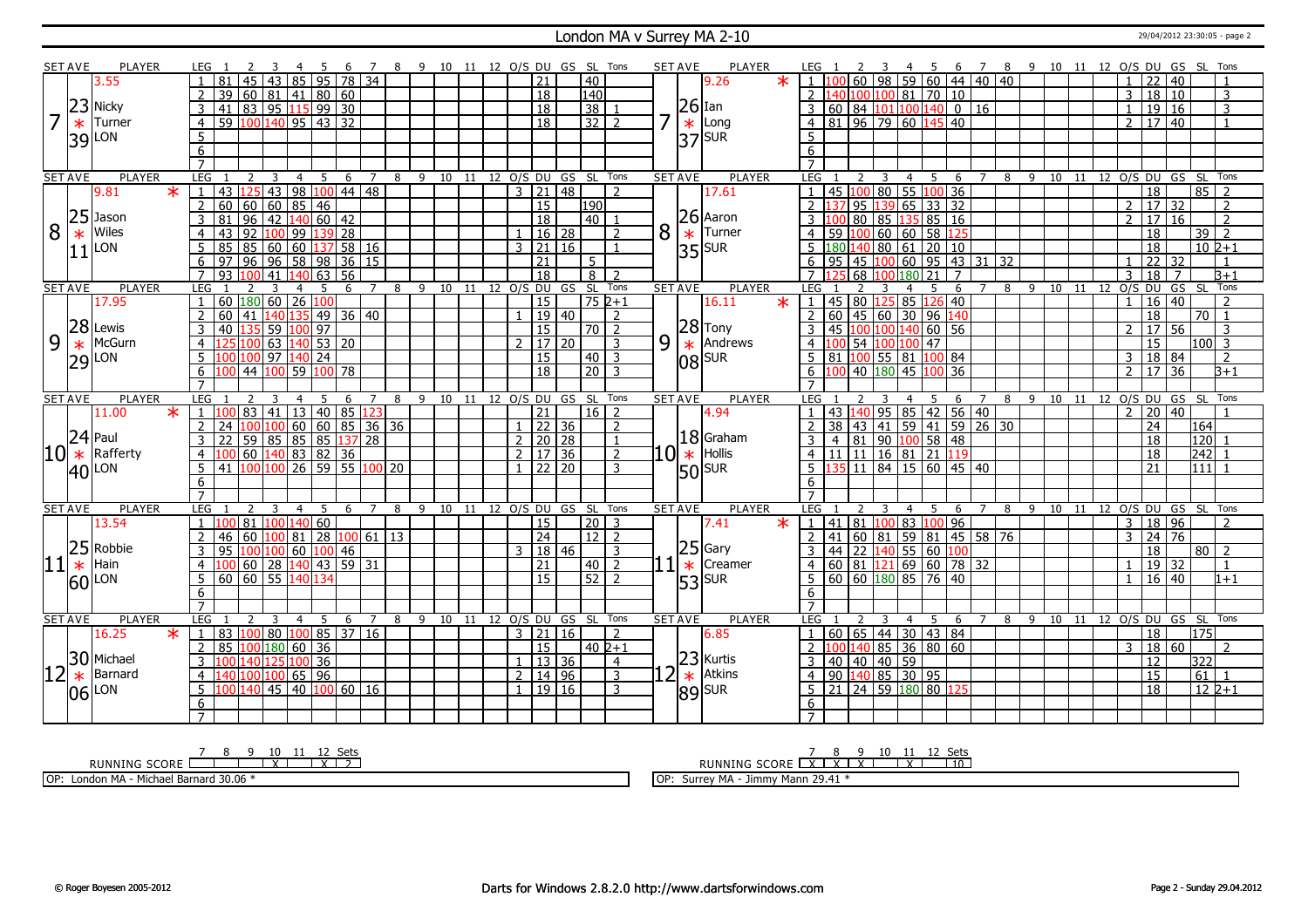# London MA v Surrey MA 2-10

29/04/2012 23:30:05 - page 2

## Set 7

| SET AVE | PLAYER | LEG | 1 | 2 | 3 | 4 | 5 | 6 | 7 | 8 | 9 | 10 | 11 | 12 | O/S | DU | GS | SL | Tons |
|---|---|---|---|---|---|---|---|---|---|---|---|---|---|---|---|---|---|---|---|
| 3.55 | 23 Nicky Turner LON 39 | 1 | 81 | 45 | 43 | 85 | 95 | 78 | 34 | | | | | | | 21 | | 40 | |
| | | 2 | 39 | 60 | 81 | 41 | 80 | 60 | | | | | | | | 18 | | 140 | |
| | | 3 | 41 | 83 | 95 | 115 | 99 | 30 | | | | | | | | 18 | | 38 | 1 |
| | | 4 | 59 | 100 | 140 | 95 | 43 | 32 | | | | | | | | 18 | | 32 | 2 |

| SET AVE | PLAYER | LEG | 1 | 2 | 3 | 4 | 5 | 6 | 7 | 8 | 9 | 10 | 11 | 12 | O/S | DU | GS | SL | Tons |
|---|---|---|---|---|---|---|---|---|---|---|---|---|---|---|---|---|---|---|---|
| 9.26 * | 26 Ian Long SUR 37 | 1 | 100 | 60 | 98 | 59 | 60 | 44 | 40 | 40 | | | | | 1 | 22 | 40 | | 1 |
| | | 2 | 140 | 100 | 100 | 81 | 70 | 10 | | | | | | | 3 | 18 | 10 | | 3 |
| | | 3 | 60 | 84 | 101 | 100 | 140 | 0 | 16 | | | | | | 1 | 19 | 16 | | 3 |
| | | 4 | 81 | 96 | 79 | 60 | 145 | 40 | | | | | | | 2 | 17 | 40 | | 1 |

## Set 8

| SET AVE | PLAYER | LEG | 1 | 2 | 3 | 4 | 5 | 6 | 7 | 8 | 9 | 10 | 11 | 12 | O/S | DU | GS | SL | Tons |
|---|---|---|---|---|---|---|---|---|---|---|---|---|---|---|---|---|---|---|---|
| 9.81 * | 25 Jason Wiles LON 11 | 1 | 43 | 125 | 43 | 98 | 100 | 44 | 48 | | | | | | 3 | 21 | 48 | | 2 |
| | | 2 | 60 | 60 | 60 | 85 | 46 | | | | | | | | | 15 | | 190 | |
| | | 3 | 81 | 96 | 42 | 140 | 60 | 42 | | | | | | | | 18 | | 40 | 1 |
| | | 4 | 43 | 92 | 100 | 99 | 139 | 28 | | | | | | | 1 | 16 | 28 | | 2 |
| | | 5 | 85 | 85 | 60 | 60 | 137 | 58 | 16 | | | | | | 3 | 21 | 16 | | 1 |
| | | 6 | 97 | 96 | 96 | 58 | 98 | 36 | 15 | | | | | | | 21 | | 5 | |
| | | 7 | 93 | 100 | 41 | 140 | 63 | 56 | | | | | | | | 18 | | 8 | 2 |

| SET AVE | PLAYER | LEG | 1 | 2 | 3 | 4 | 5 | 6 | 7 | 8 | 9 | 10 | 11 | 12 | O/S | DU | GS | SL | Tons |
|---|---|---|---|---|---|---|---|---|---|---|---|---|---|---|---|---|---|---|---|
| 17.61 | 26 Aaron Turner SUR 35 | 1 | 45 | 100 | 80 | 55 | 100 | 36 | | | | | | | | 18 | | 85 | 2 |
| | | 2 | 137 | 95 | 139 | 65 | 33 | 32 | | | | | | | 2 | 17 | 32 | | 2 |
| | | 3 | 100 | 80 | 85 | 135 | 85 | 16 | | | | | | | 2 | 17 | 16 | | 2 |
| | | 4 | 59 | 100 | 60 | 60 | 58 | 125 | | | | | | | | 18 | | 39 | 2 |
| | | 5 | 180 | 140 | 80 | 61 | 20 | 10 | | | | | | | | 18 | | 10 | 2+1 |
| | | 6 | 95 | 45 | 100 | 60 | 95 | 43 | 31 | 32 | | | | | 1 | 22 | 32 | | 1 |
| | | 7 | 125 | 68 | 100 | 180 | 21 | 7 | | | | | | | 3 | 18 | 7 | | 3+1 |

## Set 9

| SET AVE | PLAYER | LEG | 1 | 2 | 3 | 4 | 5 | 6 | 7 | 8 | 9 | 10 | 11 | 12 | O/S | DU | GS | SL | Tons |
|---|---|---|---|---|---|---|---|---|---|---|---|---|---|---|---|---|---|---|---|
| 17.95 | 28 Lewis McGurn LON 29 | 1 | 60 | 180 | 60 | 26 | 100 | | | | | | | | | 15 | | 75 | 2+1 |
| | | 2 | 60 | 41 | 140 | 135 | 49 | 36 | 40 | | | | | | 1 | 19 | 40 | | 2 |
| | | 3 | 40 | 135 | 59 | 100 | 97 | | | | | | | | | 15 | | 70 | 2 |
| | | 4 | 125 | 100 | 63 | 140 | 53 | 20 | | | | | | | 2 | 17 | 20 | | 3 |
| | | 5 | 100 | 100 | 97 | 140 | 24 | | | | | | | | | 15 | | 40 | 3 |
| | | 6 | 100 | 44 | 100 | 59 | 100 | 78 | | | | | | | | 18 | | 20 | 3 |

| SET AVE | PLAYER | LEG | 1 | 2 | 3 | 4 | 5 | 6 | 7 | 8 | 9 | 10 | 11 | 12 | O/S | DU | GS | SL | Tons |
|---|---|---|---|---|---|---|---|---|---|---|---|---|---|---|---|---|---|---|---|
| 16.11 * | 28 Tony Andrews SUR 08 | 1 | 45 | 80 | 125 | 85 | 126 | 40 | | | | | | | 1 | 16 | 40 | | 2 |
| | | 2 | 60 | 45 | 60 | 30 | 96 | 140 | | | | | | | | 18 | | 70 | 1 |
| | | 3 | 45 | 100 | 100 | 140 | 60 | 56 | | | | | | | 2 | 17 | 56 | | 3 |
| | | 4 | 100 | 54 | 100 | 100 | 47 | | | | | | | | | 15 | | 100 | 3 |
| | | 5 | 81 | 100 | 55 | 81 | 100 | 84 | | | | | | | 3 | 18 | 84 | | 2 |
| | | 6 | 100 | 40 | 180 | 45 | 100 | 36 | | | | | | | 2 | 17 | 36 | | 3+1 |

## Set 10

| SET AVE | PLAYER | LEG | 1 | 2 | 3 | 4 | 5 | 6 | 7 | 8 | 9 | 10 | 11 | 12 | O/S | DU | GS | SL | Tons |
|---|---|---|---|---|---|---|---|---|---|---|---|---|---|---|---|---|---|---|---|
| 11.00 * | 24 Paul Rafferty LON 40 | 1 | 100 | 83 | 41 | 13 | 40 | 85 | 123 | | | | | | | 21 | | 16 | 2 |
| | | 2 | 24 | 100 | 100 | 60 | 60 | 85 | 36 | 36 | | | | | 1 | 22 | 36 | | 2 |
| | | 3 | 22 | 59 | 85 | 85 | 85 | 137 | 28 | | | | | | 2 | 20 | 28 | | 1 |
| | | 4 | 100 | 60 | 140 | 83 | 82 | 36 | | | | | | | 2 | 17 | 36 | | 2 |
| | | 5 | 41 | 100 | 100 | 26 | 59 | 55 | 100 | 20 | | | | | 1 | 22 | 20 | | 3 |

| SET AVE | PLAYER | LEG | 1 | 2 | 3 | 4 | 5 | 6 | 7 | 8 | 9 | 10 | 11 | 12 | O/S | DU | GS | SL | Tons |
|---|---|---|---|---|---|---|---|---|---|---|---|---|---|---|---|---|---|---|---|
| 4.94 | 18 Graham Hollis SUR 50 | 1 | 43 | 140 | 95 | 85 | 42 | 56 | 40 | | | | | | 2 | 20 | 40 | | 1 |
| | | 2 | 38 | 43 | 41 | 59 | 41 | 59 | 26 | 30 | | | | | | 24 | | 164 | |
| | | 3 | 4 | 81 | 90 | 100 | 58 | 48 | | | | | | | | 18 | | 120 | 1 |
| | | 4 | 11 | 11 | 16 | 81 | 21 | 119 | | | | | | | | 18 | | 242 | 1 |
| | | 5 | 135 | 11 | 84 | 15 | 60 | 45 | 40 | | | | | | | 21 | | 111 | 1 |

## Set 11

| SET AVE | PLAYER | LEG | 1 | 2 | 3 | 4 | 5 | 6 | 7 | 8 | 9 | 10 | 11 | 12 | O/S | DU | GS | SL | Tons |
|---|---|---|---|---|---|---|---|---|---|---|---|---|---|---|---|---|---|---|---|
| 13.54 | 25 Robbie Hain LON 60 | 1 | 100 | 81 | 100 | 140 | 60 | | | | | | | | | 15 | | 20 | 3 |
| | | 2 | 46 | 60 | 100 | 81 | 28 | 100 | 61 | 13 | | | | | | 24 | | 12 | 2 |
| | | 3 | 95 | 100 | 100 | 60 | 100 | 46 | | | | | | | 3 | 18 | 46 | | 3 |
| | | 4 | 100 | 60 | 28 | 140 | 43 | 59 | 31 | | | | | | | 21 | | 40 | 2 |
| | | 5 | 60 | 60 | 55 | 140 | 134 | | | | | | | | | 15 | | 52 | 2 |

| SET AVE | PLAYER | LEG | 1 | 2 | 3 | 4 | 5 | 6 | 7 | 8 | 9 | 10 | 11 | 12 | O/S | DU | GS | SL | Tons |
|---|---|---|---|---|---|---|---|---|---|---|---|---|---|---|---|---|---|---|---|
| 7.41 * | 25 Gary Creamer SUR 53 | 1 | 41 | 81 | 100 | 83 | 100 | 96 | | | | | | | 3 | 18 | 96 | | 2 |
| | | 2 | 41 | 60 | 81 | 59 | 81 | 45 | 58 | 76 | | | | | 3 | 24 | 76 | | |
| | | 3 | 44 | 22 | 140 | 55 | 60 | 100 | | | | | | | | 18 | | 80 | 2 |
| | | 4 | 60 | 81 | 121 | 69 | 60 | 78 | 32 | | | | | | 1 | 19 | 32 | | 1 |
| | | 5 | 60 | 60 | 180 | 85 | 76 | 40 | | | | | | | 1 | 16 | 40 | | 1+1 |

## Set 12

| SET AVE | PLAYER | LEG | 1 | 2 | 3 | 4 | 5 | 6 | 7 | 8 | 9 | 10 | 11 | 12 | O/S | DU | GS | SL | Tons |
|---|---|---|---|---|---|---|---|---|---|---|---|---|---|---|---|---|---|---|---|
| 16.25 * | 30 Michael Barnard LON 06 | 1 | 83 | 100 | 80 | 100 | 85 | 37 | 16 | | | | | | 3 | 21 | 16 | | 2 |
| | | 2 | 85 | 100 | 180 | 60 | 36 | | | | | | | | | 15 | | 40 | 2+1 |
| | | 3 | 100 | 140 | 125 | 100 | 36 | | | | | | | | 1 | 13 | 36 | | 4 |
| | | 4 | 140 | 100 | 100 | 65 | 96 | | | | | | | | 2 | 14 | 96 | | 3 |
| | | 5 | 100 | 140 | 45 | 40 | 100 | 60 | 16 | | | | | | 1 | 19 | 16 | | 3 |

| SET AVE | PLAYER | LEG | 1 | 2 | 3 | 4 | 5 | 6 | 7 | 8 | 9 | 10 | 11 | 12 | O/S | DU | GS | SL | Tons |
|---|---|---|---|---|---|---|---|---|---|---|---|---|---|---|---|---|---|---|---|
| 6.85 | 23 Kurtis Atkins SUR 89 | 1 | 60 | 65 | 44 | 30 | 43 | 84 | | | | | | | | 18 | | 175 | |
| | | 2 | 100 | 140 | 85 | 36 | 80 | 60 | | | | | | | 3 | 18 | 60 | | 2 |
| | | 3 | 40 | 40 | 40 | 59 | | | | | | | | | | 12 | | 322 | |
| | | 4 | 90 | 140 | 85 | 30 | 95 | | | | | | | | | 15 | | 61 | 1 |
| | | 5 | 21 | 24 | 59 | 180 | 80 | 125 | | | | | | | | 18 | | 12 | 2+1 |

| RUNNING SCORE | 7 | 8 | 9 | 10 | 11 | 12 | Sets |
|---|---|---|---|---|---|---|---|
| London MA | | | | X | | X | 2 |
| Surrey MA | X | X | X | | X | | 10 |

OP: London MA - Michael Barnard 30.06 *

OP: Surrey MA - Jimmy Mann 29.41 *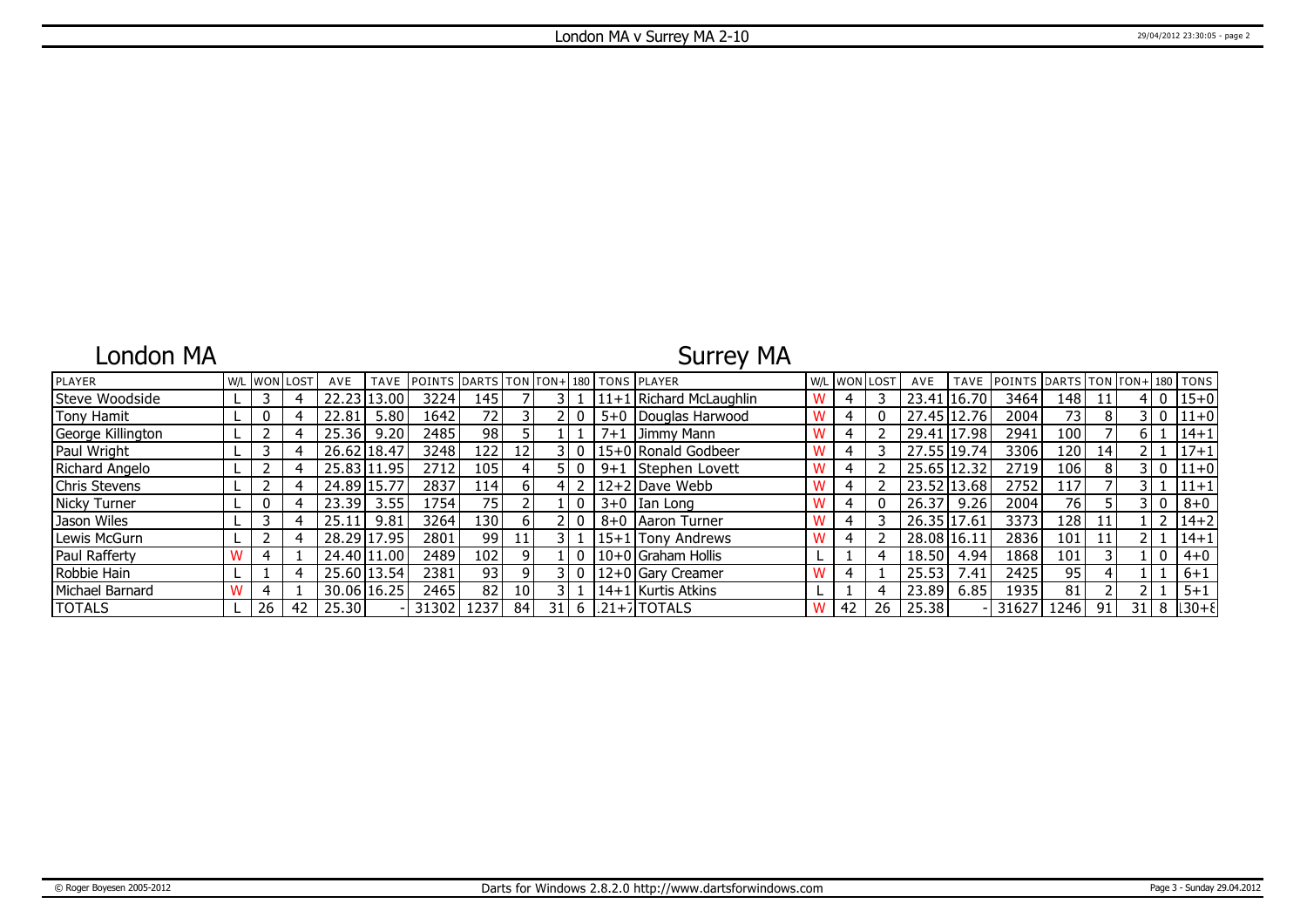# London MA v Surrey MA 2-10

## London MA

## Surrey MA

| PLAYER | W/L | WON | LOST | AVE | TAVE | POINTS | DARTS | TON | TON+ | 180 | TONS | PLAYER | W/L | WON | LOST | AVE | TAVE | POINTS | DARTS | TON | TON+ | 180 | TONS |
|---|---|---|---|---|---|---|---|---|---|---|---|---|---|---|---|---|---|---|---|---|---|---|---|
| Steve Woodside | L | 3 | 4 | 22.23 | 13.00 | 3224 | 145 | 7 | 3 | 1 | 11+1 | Richard McLaughlin | W | 4 | 3 | 23.41 | 16.70 | 3464 | 148 | 11 | 4 | 0 | 15+0 |
| Tony Hamit | L | 0 | 4 | 22.81 | 5.80 | 1642 | 72 | 3 | 2 | 0 | 5+0 | Douglas Harwood | W | 4 | 0 | 27.45 | 12.76 | 2004 | 73 | 8 | 3 | 0 | 11+0 |
| George Killington | L | 2 | 4 | 25.36 | 9.20 | 2485 | 98 | 5 | 1 | 1 | 7+1 | Jimmy Mann | W | 4 | 2 | 29.41 | 17.98 | 2941 | 100 | 7 | 6 | 1 | 14+1 |
| Paul Wright | L | 3 | 4 | 26.62 | 18.47 | 3248 | 122 | 12 | 3 | 0 | 15+0 | Ronald Godbeer | W | 4 | 3 | 27.55 | 19.74 | 3306 | 120 | 14 | 2 | 1 | 17+1 |
| Richard Angelo | L | 2 | 4 | 25.83 | 11.95 | 2712 | 105 | 4 | 5 | 0 | 9+1 | Stephen Lovett | W | 4 | 2 | 25.65 | 12.32 | 2719 | 106 | 8 | 3 | 0 | 11+0 |
| Chris Stevens | L | 2 | 4 | 24.89 | 15.77 | 2837 | 114 | 6 | 4 | 2 | 12+2 | Dave Webb | W | 4 | 2 | 23.52 | 13.68 | 2752 | 117 | 7 | 3 | 1 | 11+1 |
| Nicky Turner | L | 0 | 4 | 23.39 | 3.55 | 1754 | 75 | 2 | 1 | 0 | 3+0 | Ian Long | W | 4 | 0 | 26.37 | 9.26 | 2004 | 76 | 5 | 3 | 0 | 8+0 |
| Jason Wiles | L | 3 | 4 | 25.11 | 9.81 | 3264 | 130 | 6 | 2 | 0 | 8+0 | Aaron Turner | W | 4 | 3 | 26.35 | 17.61 | 3373 | 128 | 11 | 1 | 2 | 14+2 |
| Lewis McGurn | L | 2 | 4 | 28.29 | 17.95 | 2801 | 99 | 11 | 3 | 1 | 15+1 | Tony Andrews | W | 4 | 2 | 28.08 | 16.11 | 2836 | 101 | 11 | 2 | 1 | 14+1 |
| Paul Rafferty | W | 4 | 1 | 24.40 | 11.00 | 2489 | 102 | 9 | 1 | 0 | 10+0 | Graham Hollis | L | 1 | 4 | 18.50 | 4.94 | 1868 | 101 | 3 | 1 | 0 | 4+0 |
| Robbie Hain | L | 1 | 4 | 25.60 | 13.54 | 2381 | 93 | 9 | 3 | 0 | 12+0 | Gary Creamer | W | 4 | 1 | 25.53 | 7.41 | 2425 | 95 | 4 | 1 | 1 | 6+1 |
| Michael Barnard | W | 4 | 1 | 30.06 | 16.25 | 2465 | 82 | 10 | 3 | 1 | 14+1 | Kurtis Atkins | L | 1 | 4 | 23.89 | 6.85 | 1935 | 81 | 2 | 2 | 1 | 5+1 |
| TOTALS | L | 26 | 42 | 25.30 | - | 31302 | 1237 | 84 | 31 | 6 | 121+7 | TOTALS | W | 42 | 26 | 25.38 | - | 31627 | 1246 | 91 | 31 | 8 | 130+8 |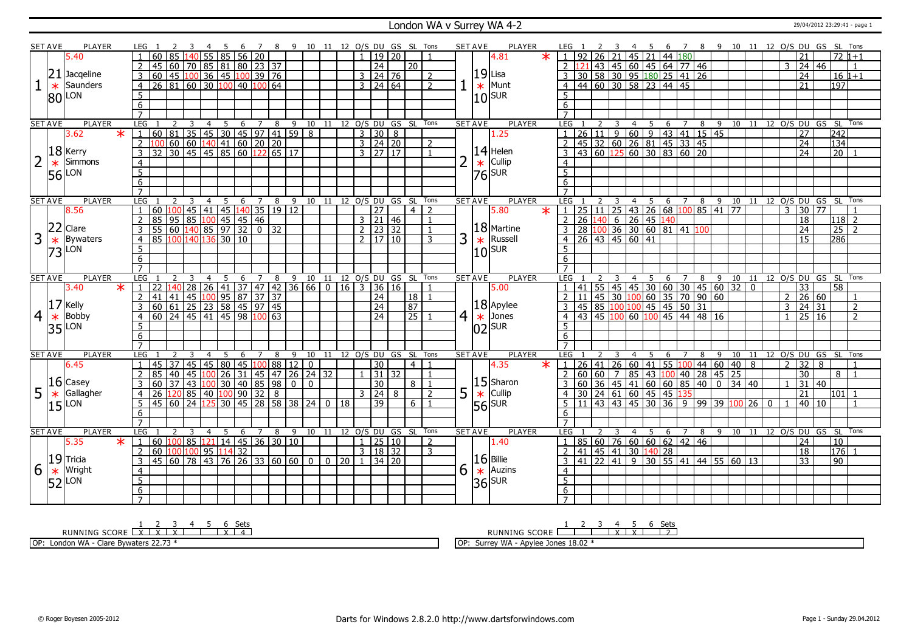# London WA v Surrey WA 4-2

29/04/2012 23:29:41 - page 1

| SET AVE | PLAYER | LEG | 1 | 2 | 3 | 4 | 5 | 6 | 7 | 8 | 9 | 10 | 11 | 12 | O/S | DU | GS | SL | Tons |
|---|---|---|---|---|---|---|---|---|---|---|---|---|---|---|---|---|---|---|---|
| 1 | 5.40 21.80 Jacqeline Saunders * LON | 1 | 60 | 85 | 140 | 55 | 85 | 56 | 20 | | | | | | 1 | 19 | 20 | | 1 |
| | | 2 | 45 | 60 | 70 | 85 | 81 | 80 | 23 | 37 | | | | | | 24 | | 20 | |
| | | 3 | 60 | 45 | 100 | 36 | 45 | 100 | 39 | 76 | | | | | 3 | 24 | 76 | | 2 |
| | | 4 | 26 | 81 | 60 | 30 | 100 | 40 | 100 | 64 | | | | | 3 | 24 | 64 | | 2 |

| SET AVE | PLAYER | LEG | 1 | 2 | 3 | 4 | 5 | 6 | 7 | 8 | 9 | 10 | 11 | 12 | O/S | DU | GS | SL | Tons |
|---|---|---|---|---|---|---|---|---|---|---|---|---|---|---|---|---|---|---|---|
| 1 | 4.81 * 19.10 Lisa Munt SUR | 1 | 92 | 26 | 21 | 45 | 21 | 44 | 180 | | | | | | | 21 | | 72 | 1+1 |
| | | 2 | 121 | 43 | 45 | 60 | 45 | 64 | 77 | 46 | | | | | 3 | 24 | 46 | | 1 |
| | | 3 | 30 | 58 | 30 | 95 | 180 | 25 | 41 | 26 | | | | | | 24 | | 16 | 1+1 |
| | | 4 | 44 | 60 | 30 | 58 | 23 | 44 | 45 | | | | | | | 21 | | 197 | |

| SET AVE | PLAYER | LEG | 1 | 2 | 3 | 4 | 5 | 6 | 7 | 8 | 9 | 10 | 11 | 12 | O/S | DU | GS | SL | Tons |
|---|---|---|---|---|---|---|---|---|---|---|---|---|---|---|---|---|---|---|---|
| 2 | 3.62 * 18.56 Kerry Simmons * LON | 1 | 60 | 81 | 35 | 45 | 30 | 45 | 97 | 41 | 59 | 8 | | | 3 | 30 | 8 | | |
| | | 2 | 100 | 60 | 60 | 140 | 41 | 60 | 20 | 20 | | | | | 3 | 24 | 20 | | 2 |
| | | 3 | 32 | 30 | 45 | 45 | 85 | 60 | 122 | 65 | 17 | | | | 3 | 27 | 17 | | 1 |

| SET AVE | PLAYER | LEG | 1 | 2 | 3 | 4 | 5 | 6 | 7 | 8 | 9 | 10 | 11 | 12 | O/S | DU | GS | SL | Tons |
|---|---|---|---|---|---|---|---|---|---|---|---|---|---|---|---|---|---|---|---|
| 2 | 1.25 14.76 Helen Cullip * SUR | 1 | 26 | 11 | 9 | 60 | 9 | 43 | 41 | 15 | 45 | | | | | 27 | | 242 | |
| | | 2 | 45 | 32 | 60 | 26 | 81 | 45 | 33 | 45 | | | | | | 24 | | 134 | |
| | | 3 | 43 | 60 | 125 | 60 | 30 | 83 | 60 | 20 | | | | | | 24 | | 20 | 1 |

| SET AVE | PLAYER | LEG | 1 | 2 | 3 | 4 | 5 | 6 | 7 | 8 | 9 | 10 | 11 | 12 | O/S | DU | GS | SL | Tons |
|---|---|---|---|---|---|---|---|---|---|---|---|---|---|---|---|---|---|---|---|
| 3 | 8.56 22.73 Clare Bywaters * LON | 1 | 60 | 100 | 45 | 41 | 45 | 140 | 35 | 19 | 12 | | | | | 27 | | 4 | 2 |
| | | 2 | 85 | 95 | 85 | 100 | 45 | 45 | 46 | | | | | | 3 | 21 | 46 | | 1 |
| | | 3 | 55 | 60 | 140 | 85 | 97 | 32 | 0 | 32 | | | | | 2 | 23 | 32 | | 1 |
| | | 4 | 85 | 100 | 140 | 136 | 30 | 10 | | | | | | | 2 | 17 | 10 | | 3 |

| SET AVE | PLAYER | LEG | 1 | 2 | 3 | 4 | 5 | 6 | 7 | 8 | 9 | 10 | 11 | 12 | O/S | DU | GS | SL | Tons |
|---|---|---|---|---|---|---|---|---|---|---|---|---|---|---|---|---|---|---|---|
| 3 | 5.80 * 18.10 Martine Russell * SUR | 1 | 25 | 11 | 25 | 43 | 26 | 68 | 100 | 85 | 41 | 77 | | | 3 | 30 | 77 | | 1 |
| | | 2 | 26 | 140 | 6 | 26 | 45 | 140 | | | | | | | | 18 | | 118 | 2 |
| | | 3 | 28 | 100 | 36 | 30 | 60 | 81 | 41 | 100 | | | | | | 24 | | 25 | 2 |
| | | 4 | 26 | 43 | 45 | 60 | 41 | | | | | | | | | 15 | | 286 | |

| SET AVE | PLAYER | LEG | 1 | 2 | 3 | 4 | 5 | 6 | 7 | 8 | 9 | 10 | 11 | 12 | O/S | DU | GS | SL | Tons |
|---|---|---|---|---|---|---|---|---|---|---|---|---|---|---|---|---|---|---|---|
| 4 | 3.40 * 17.35 Kelly Bobby * LON | 1 | 22 | 140 | 28 | 26 | 41 | 37 | 47 | 42 | 36 | 66 | 0 | 16 | 3 | 36 | 16 | | 1 |
| | | 2 | 41 | 41 | 45 | 100 | 95 | 87 | 37 | 37 | | | | | | 24 | | 18 | 1 |
| | | 3 | 60 | 61 | 25 | 23 | 58 | 45 | 97 | 45 | | | | | | 24 | | 87 | |
| | | 4 | 60 | 24 | 45 | 41 | 45 | 98 | 100 | 63 | | | | | | 24 | | 25 | 1 |

| SET AVE | PLAYER | LEG | 1 | 2 | 3 | 4 | 5 | 6 | 7 | 8 | 9 | 10 | 11 | 12 | O/S | DU | GS | SL | Tons |
|---|---|---|---|---|---|---|---|---|---|---|---|---|---|---|---|---|---|---|---|
| 4 | 5.00 18.02 Apylee Jones * SUR | 1 | 41 | 55 | 45 | 45 | 30 | 60 | 30 | 45 | 60 | 32 | 0 | | | 33 | | 58 | |
| | | 2 | 11 | 45 | 30 | 100 | 60 | 35 | 70 | 90 | 60 | | | | 2 | 26 | 60 | | 1 |
| | | 3 | 45 | 85 | 100 | 100 | 45 | 45 | 50 | 31 | | | | | 3 | 24 | 31 | | 2 |
| | | 4 | 43 | 45 | 100 | 60 | 100 | 45 | 44 | 48 | 16 | | | | 1 | 25 | 16 | | 2 |

| SET AVE | PLAYER | LEG | 1 | 2 | 3 | 4 | 5 | 6 | 7 | 8 | 9 | 10 | 11 | 12 | O/S | DU | GS | SL | Tons |
|---|---|---|---|---|---|---|---|---|---|---|---|---|---|---|---|---|---|---|---|
| 5 | 6.45 16.15 Casey Gallagher * LON | 1 | 45 | 37 | 45 | 45 | 80 | 45 | 100 | 88 | 12 | 0 | | | | 30 | | 4 | 1 |
| | | 2 | 85 | 40 | 45 | 100 | 26 | 31 | 45 | 47 | 26 | 24 | 32 | | 1 | 31 | 32 | | 1 |
| | | 3 | 60 | 37 | 43 | 100 | 30 | 40 | 85 | 98 | 0 | 0 | | | | 30 | | 8 | 1 |
| | | 4 | 26 | 120 | 85 | 40 | 100 | 90 | 32 | 8 | | | | | 3 | 24 | 8 | | 2 |
| | | 5 | 45 | 60 | 24 | 125 | 30 | 45 | 28 | 58 | 38 | 24 | 0 | 18 | | 39 | | 6 | 1 |

| SET AVE | PLAYER | LEG | 1 | 2 | 3 | 4 | 5 | 6 | 7 | 8 | 9 | 10 | 11 | 12 | O/S | DU | GS | SL | Tons |
|---|---|---|---|---|---|---|---|---|---|---|---|---|---|---|---|---|---|---|---|
| 5 | 4.35 * 15.56 Sharon Cullip * SUR | 1 | 26 | 41 | 26 | 60 | 41 | 55 | 100 | 44 | 60 | 40 | 8 | | 2 | 32 | 8 | | 1 |
| | | 2 | 60 | 60 | 7 | 85 | 43 | 100 | 40 | 28 | 45 | 25 | | | | 30 | | 8 | 1 |
| | | 3 | 60 | 36 | 45 | 41 | 60 | 60 | 85 | 40 | 0 | 34 | 40 | | 1 | 31 | 40 | | |
| | | 4 | 30 | 24 | 61 | 60 | 45 | 45 | 135 | | | | | | | 21 | | 101 | 1 |
| | | 5 | 11 | 43 | 43 | 45 | 30 | 36 | 9 | 99 | 39 | 100 | 26 | 0 | 1 | 40 | 10 | | 1 |

| SET AVE | PLAYER | LEG | 1 | 2 | 3 | 4 | 5 | 6 | 7 | 8 | 9 | 10 | 11 | 12 | O/S | DU | GS | SL | Tons |
|---|---|---|---|---|---|---|---|---|---|---|---|---|---|---|---|---|---|---|---|
| 6 | 5.35 * 19.52 Tricia Wright * LON | 1 | 60 | 100 | 85 | 121 | 14 | 45 | 36 | 30 | 10 | | | | 1 | 25 | 10 | | 2 |
| | | 2 | 60 | 100 | 100 | 95 | 114 | 32 | | | | | | | 3 | 18 | 32 | | 3 |
| | | 3 | 45 | 60 | 78 | 43 | 76 | 26 | 33 | 60 | 60 | 0 | 0 | 20 | 1 | 34 | 20 | | |

| SET AVE | PLAYER | LEG | 1 | 2 | 3 | 4 | 5 | 6 | 7 | 8 | 9 | 10 | 11 | 12 | O/S | DU | GS | SL | Tons |
|---|---|---|---|---|---|---|---|---|---|---|---|---|---|---|---|---|---|---|---|
| 6 | 1.40 16.36 Billie Auzins * SUR | 1 | 85 | 60 | 76 | 60 | 60 | 62 | 42 | 46 | | | | | | 24 | | 10 | |
| | | 2 | 41 | 45 | 41 | 30 | 140 | 28 | | | | | | | | 18 | | 176 | 1 |
| | | 3 | 41 | 22 | 41 | 9 | 30 | 55 | 41 | 44 | 55 | 60 | 13 | | | 33 | | 90 | |

| RUNNING SCORE | 1 | 2 | 3 | 4 | 5 | 6 | Sets |
|---|---|---|---|---|---|---|---|
| London WA | X | X | X | | | X | 4 |
| Surrey WA | | | | X | X | | 2 |

OP: London WA - Clare Bywaters 22.73 *

OP: Surrey WA - Apylee Jones 18.02 *

© Roger Boyesen 2005-2012 — Darts for Windows 2.8.2.0 http://www.dartsforwindows.com — Page 1 - Sunday 29.04.2012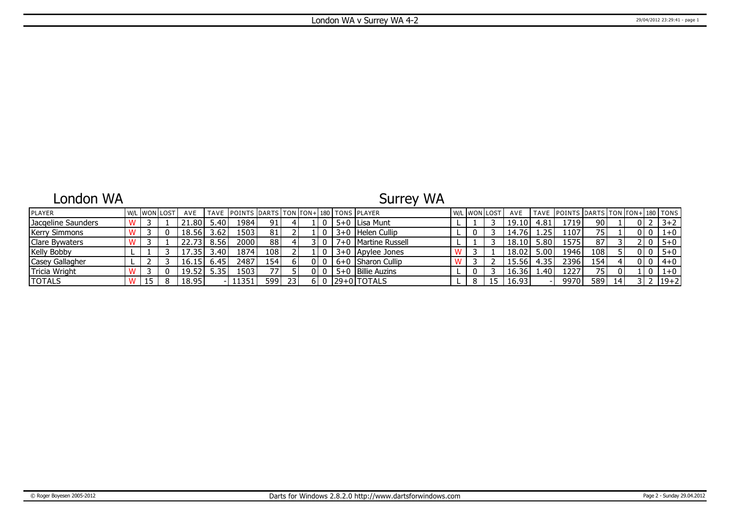# London WA v Surrey WA 4-2

## London WA

| PLAYER | W/L | WON | LOST | AVE | TAVE | POINTS | DARTS | TON | TON+ | 180 | TONS |
|---|---|---|---|---|---|---|---|---|---|---|---|
| Jacqeline Saunders | W | 3 | 1 | 21.80 | 5.40 | 1984 | 91 | 4 | 1 | 0 | 5+0 |
| Kerry Simmons | W | 3 | 0 | 18.56 | 3.62 | 1503 | 81 | 2 | 1 | 0 | 3+0 |
| Clare Bywaters | W | 3 | 1 | 22.73 | 8.56 | 2000 | 88 | 4 | 3 | 0 | 7+0 |
| Kelly Bobby | L | 1 | 3 | 17.35 | 3.40 | 1874 | 108 | 2 | 1 | 0 | 3+0 |
| Casey Gallagher | L | 2 | 3 | 16.15 | 6.45 | 2487 | 154 | 6 | 0 | 0 | 6+0 |
| Tricia Wright | W | 3 | 0 | 19.52 | 5.35 | 1503 | 77 | 5 | 0 | 0 | 5+0 |
| TOTALS | W | 15 | 8 | 18.95 | - | 11351 | 599 | 23 | 6 | 0 | 29+0 |

## Surrey WA

| PLAYER | W/L | WON | LOST | AVE | TAVE | POINTS | DARTS | TON | TON+ | 180 | TONS |
|---|---|---|---|---|---|---|---|---|---|---|---|
| Lisa Munt | L | 1 | 3 | 19.10 | 4.81 | 1719 | 90 | 1 | 0 | 2 | 3+2 |
| Helen Cullip | L | 0 | 3 | 14.76 | 1.25 | 1107 | 75 | 1 | 0 | 0 | 1+0 |
| Martine Russell | L | 1 | 3 | 18.10 | 5.80 | 1575 | 87 | 3 | 2 | 0 | 5+0 |
| Apylee Jones | W | 3 | 1 | 18.02 | 5.00 | 1946 | 108 | 5 | 0 | 0 | 5+0 |
| Sharon Cullip | W | 3 | 2 | 15.56 | 4.35 | 2396 | 154 | 4 | 0 | 0 | 4+0 |
| Billie Auzins | L | 0 | 3 | 16.36 | 1.40 | 1227 | 75 | 0 | 1 | 0 | 1+0 |
| TOTALS | L | 8 | 15 | 16.93 | - | 9970 | 589 | 14 | 3 | 2 | 19+2 |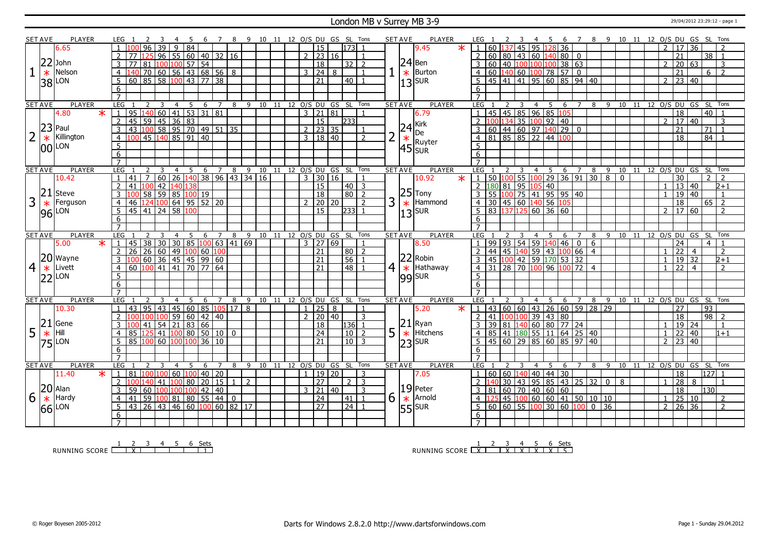# London MB v Surrey MB 3-9

29/04/2012 23:29:12 - page 1

| SET | AVE | PLAYER | LEG | 1 | 2 | 3 | 4 | 5 | 6 | 7 | 8 | 9 | 10 | 11 | 12 | O/S | DU | GS | SL | Tons | SET | AVE | PLAYER | LEG | 1 | 2 | 3 | 4 | 5 | 6 | 7 | 8 | 9 | 10 | 11 | 12 | O/S | DU | GS | SL | Tons |
|---|---|---|---|---|---|---|---|---|---|---|---|---|---|---|---|---|---|---|---|---|---|---|---|---|---|---|---|---|---|---|---|---|---|---|---|---|---|---|---|---|---|
| 1 | 22.38 | 6.65 John Nelson LON | 1 | 100 | 96 | 39 | 9 | 84 | | | | | | | | | 15 | | 173 | 1 | 1 | 24.13 | 9.45 * Ben Burton SUR | 1 | 60 | 137 | 45 | 95 | 128 | 36 | | | | | | | 2 | 17 | 36 | | 2 |
| | | | 2 | 77 | 125 | 96 | 55 | 60 | 40 | 32 | 16 | | | | | 2 | 23 | 16 | | 1 | | | | 2 | 60 | 80 | 43 | 60 | 140 | 80 | 0 | | | | | | | 21 | | 38 | 1 |
| | | | 3 | 77 | 81 | 100 | 100 | 57 | 54 | | | | | | | | 18 | | 32 | 2 | | | | 3 | 60 | 40 | 100 | 100 | 100 | 38 | 63 | | | | | | 2 | 20 | 63 | | 3 |
| | | | 4 | 140 | 70 | 60 | 56 | 43 | 68 | 56 | 8 | | | | | 3 | 24 | 8 | | 1 | | | | 4 | 60 | 140 | 60 | 100 | 78 | 57 | 0 | | | | | | | 21 | | 6 | 2 |
| | | | 5 | 60 | 85 | 58 | 100 | 43 | 77 | 38 | | | | | | | 21 | | 40 | 1 | | | | 5 | 45 | 41 | 41 | 95 | 60 | 85 | 94 | 40 | | | | | 2 | 23 | 40 | | |
| 2 | 23.00 | 4.80 * Paul Killington LON | 1 | 95 | 140 | 60 | 41 | 53 | 31 | 81 | | | | | | 3 | 21 | 81 | | 1 | 2 | 24.45 | 6.79 Kirk De Ruyter SUR | 1 | 45 | 45 | 85 | 96 | 85 | 105 | | | | | | | | 18 | | 40 | 1 |
| | | | 2 | 45 | 59 | 45 | 36 | 83 | | | | | | | | | 15 | | 233 | | | | | 2 | 100 | 134 | 35 | 100 | 92 | 40 | | | | | | | 2 | 17 | 40 | | 3 |
| | | | 3 | 43 | 100 | 58 | 95 | 70 | 49 | 51 | 35 | | | | | 2 | 23 | 35 | | 1 | | | | 3 | 60 | 44 | 60 | 97 | 140 | 29 | 0 | | | | | | | 21 | | 71 | 1 |
| | | | 4 | 100 | 45 | 140 | 85 | 91 | 40 | | | | | | | 3 | 18 | 40 | | 2 | | | | 4 | 81 | 85 | 85 | 22 | 44 | 100 | | | | | | | | 18 | | 84 | 1 |
| 3 | 21.96 | 10.42 Steve Ferguson LON | 1 | 41 | 7 | 60 | 26 | 140 | 38 | 96 | 43 | 34 | 16 | | | 3 | 30 | 16 | | 1 | 3 | 25.13 | 10.92 * Tony Hammond SUR | 1 | 50 | 100 | 55 | 100 | 29 | 36 | 91 | 30 | 8 | 0 | | | | 30 | | 2 | 2 |
| | | | 2 | 41 | 100 | 42 | 140 | 138 | | | | | | | | | 15 | | 40 | 3 | | | | 2 | 180 | 81 | 95 | 105 | 40 | | | | | | | | 1 | 13 | 40 | | 2+1 |
| | | | 3 | 100 | 58 | 59 | 85 | 100 | 19 | | | | | | | | 18 | | 80 | 2 | | | | 3 | 55 | 100 | 75 | 41 | 95 | 95 | 40 | | | | | | 1 | 19 | 40 | | 1 |
| | | | 4 | 46 | 124 | 100 | 64 | 95 | 52 | 20 | | | | | | 2 | 20 | 20 | | 2 | | | | 4 | 30 | 45 | 60 | 140 | 56 | 105 | | | | | | | | 18 | | 65 | 2 |
| | | | 5 | 45 | 41 | 24 | 58 | 100 | | | | | | | | | 15 | | 233 | 1 | | | | 5 | 83 | 137 | 125 | 60 | 36 | 60 | | | | | | | 2 | 17 | 60 | | 2 |
| 4 | 20.22 | 5.00 * Wayne Livett LON | 1 | 45 | 38 | 30 | 30 | 85 | 100 | 63 | 41 | 69 | | | | 3 | 27 | 69 | | 1 | 4 | 22.99 | 8.50 Robin Hathaway SUR | 1 | 99 | 93 | 54 | 59 | 140 | 46 | 0 | 6 | | | | | | 24 | | 4 | 1 |
| | | | 2 | 26 | 26 | 60 | 49 | 100 | 60 | 100 | | | | | | | 21 | | 80 | 2 | | | | 2 | 44 | 45 | 140 | 59 | 43 | 100 | 66 | 4 | | | | | 1 | 22 | 4 | | 2 |
| | | | 3 | 100 | 60 | 36 | 45 | 45 | 99 | 60 | | | | | | | 21 | | 56 | 1 | | | | 3 | 45 | 100 | 42 | 59 | 170 | 53 | 32 | | | | | | 1 | 19 | 32 | | 2+1 |
| | | | 4 | 60 | 100 | 41 | 41 | 70 | 77 | 64 | | | | | | | 21 | | 48 | 1 | | | | 4 | 31 | 28 | 70 | 100 | 96 | 100 | 72 | 4 | | | | | 1 | 22 | 4 | | 2 |
| 5 | 21.75 | 10.30 Gene Hill LON | 1 | 43 | 95 | 43 | 45 | 60 | 85 | 105 | 17 | 8 | | | | 1 | 25 | 8 | | 1 | 5 | 21.23 | 5.20 * Ryan Hitchens SUR | 1 | 43 | 60 | 60 | 43 | 26 | 60 | 59 | 28 | 29 | | | | | 27 | | 93 | |
| | | | 2 | 100 | 100 | 100 | 59 | 60 | 42 | 40 | | | | | | 2 | 20 | 40 | | 3 | | | | 2 | 41 | 100 | 100 | 39 | 43 | 80 | | | | | | | | 18 | | 98 | 2 |
| | | | 3 | 100 | 41 | 54 | 21 | 83 | 66 | | | | | | | | 18 | | 136 | 1 | | | | 3 | 39 | 81 | 140 | 60 | 80 | 77 | 24 | | | | | | 1 | 19 | 24 | | 1 |
| | | | 4 | 85 | 125 | 41 | 100 | 80 | 50 | 10 | 0 | | | | | | 24 | | 10 | 2 | | | | 4 | 85 | 41 | 180 | 55 | 11 | 64 | 25 | 40 | | | | | 1 | 22 | 40 | | 1+1 |
| | | | 5 | 85 | 100 | 60 | 100 | 100 | 36 | 10 | | | | | | | 21 | | 10 | 3 | | | | 5 | 45 | 60 | 29 | 85 | 60 | 85 | 97 | 40 | | | | | 2 | 23 | 40 | | |
| 6 | 20.66 | 11.40 * Alan Hardy LON | 1 | 81 | 100 | 100 | 60 | 100 | 40 | 20 | | | | | | 1 | 19 | 20 | | 3 | 6 | 19.55 | 7.05 Peter Arnold SUR | 1 | 60 | 60 | 140 | 40 | 44 | 30 | | | | | | | | 18 | | 127 | 1 |
| | | | 2 | 100 | 140 | 41 | 100 | 80 | 20 | 15 | 1 | 2 | | | | | 27 | | 2 | 3 | | | | 2 | 140 | 30 | 43 | 95 | 85 | 43 | 25 | 32 | 0 | 8 | | | 1 | 28 | 8 | | 1 |
| | | | 3 | 59 | 60 | 100 | 100 | 100 | 42 | 40 | | | | | | 3 | 21 | 40 | | 3 | | | | 3 | 81 | 60 | 70 | 40 | 60 | 60 | | | | | | | | 18 | | 130 | |
| | | | 4 | 41 | 59 | 100 | 81 | 80 | 55 | 44 | 0 | | | | | | 24 | | 41 | 1 | | | | 4 | 125 | 45 | 100 | 60 | 60 | 41 | 50 | 10 | 10 | | | | 1 | 25 | 10 | | 2 |
| | | | 5 | 43 | 26 | 43 | 46 | 60 | 100 | 60 | 82 | 17 | | | | | 27 | | 24 | 1 | | | | 5 | 60 | 60 | 55 | 100 | 30 | 60 | 100 | 0 | 36 | | | | 2 | 26 | 36 | | 2 |

RUNNING SCORE (London): Set 2 X — Sets 1

RUNNING SCORE (Surrey): Sets 1 X, 3 X, 4 X, 5 X, 6 X — Sets 5

© Roger Boyesen 2005-2012 — Darts for Windows 2.8.2.0 http://www.dartsforwindows.com — Page 1 - Sunday 29.04.2012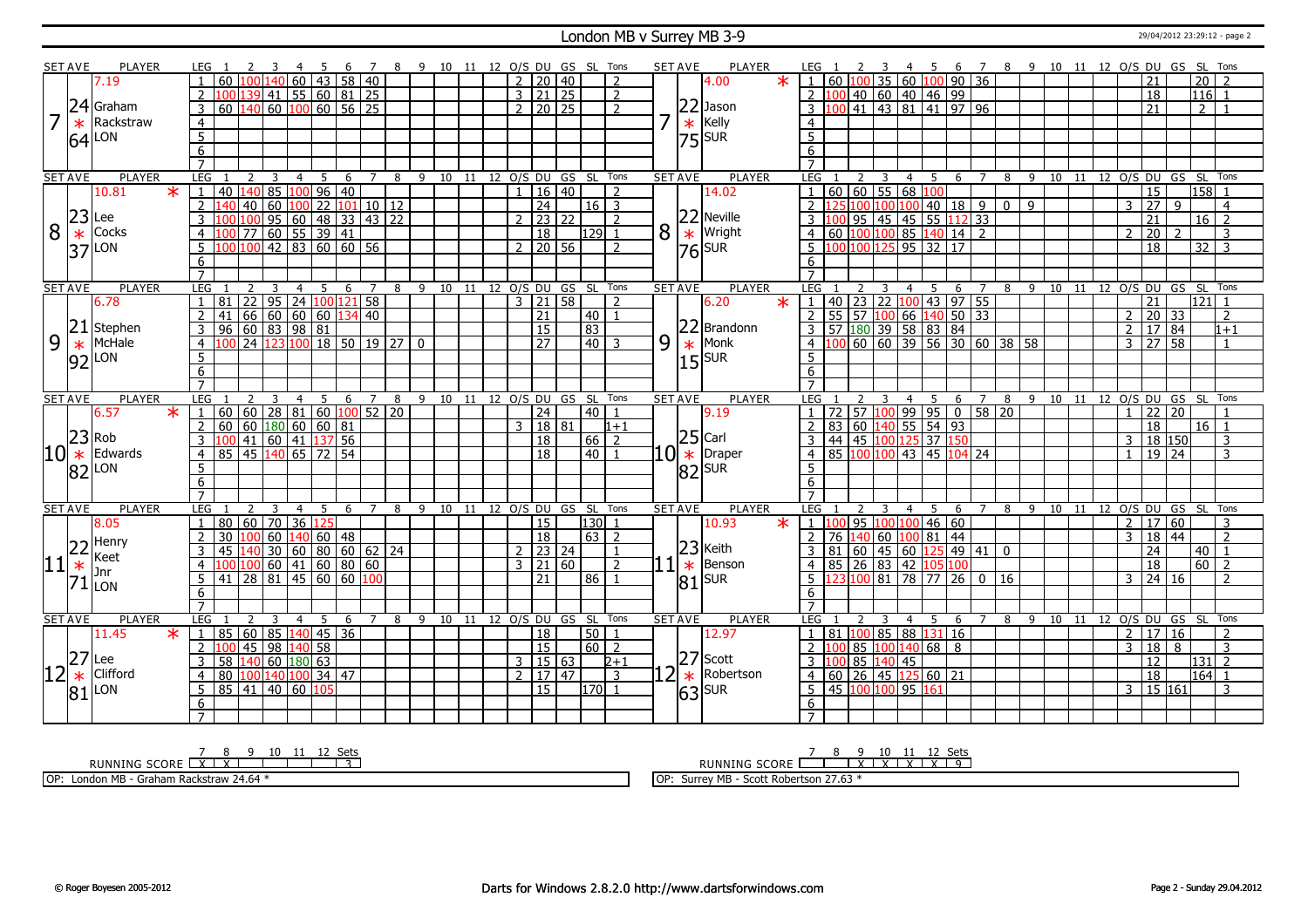# London MB v Surrey MB 3-9

29/04/2012 23:29:12 - page 2

## Set 7

**London – Graham Rackstraw** (Set Ave 24.64, 7.19)

| LEG | 1 | 2 | 3 | 4 | 5 | 6 | 7 | 8 | 9 | 10 | 11 | 12 | O/S | DU | GS | SL | Tons |
|---|---|---|---|---|---|---|---|---|---|---|---|---|---|---|---|---|---|
| 1 | 60 | 100 | 140 | 60 | 43 | 58 | 40 | | | | | | 2 | 20 | 40 | | 2 |
| 2 | 100 | 139 | 41 | 55 | 60 | 81 | 25 | | | | | | 3 | 21 | 25 | | 2 |
| 3 | 60 | 140 | 60 | 100 | 60 | 56 | 25 | | | | | | 2 | 20 | 25 | | 2 |

**Surrey – Jason Kelly** * (Set Ave 22.75, 4.00)

| LEG | 1 | 2 | 3 | 4 | 5 | 6 | 7 | 8 | 9 | 10 | 11 | 12 | O/S | DU | GS | SL | Tons |
|---|---|---|---|---|---|---|---|---|---|---|---|---|---|---|---|---|---|
| 1 | 60 | 100 | 35 | 60 | 100 | 90 | 36 | | | | | | | 21 | | 20 | 2 |
| 2 | 100 | 40 | 60 | 40 | 46 | 99 | | | | | | | | 18 | | 116 | 1 |
| 3 | 100 | 41 | 43 | 81 | 41 | 97 | 96 | | | | | | | 21 | | 2 | 1 |

## Set 8

**London – Lee Cocks** * (Set Ave 23.37, 10.81)

| LEG | 1 | 2 | 3 | 4 | 5 | 6 | 7 | 8 | 9 | 10 | 11 | 12 | O/S | DU | GS | SL | Tons |
|---|---|---|---|---|---|---|---|---|---|---|---|---|---|---|---|---|---|
| 1 | 40 | 140 | 85 | 100 | 96 | 40 | | | | | | | 1 | 16 | 40 | | 2 |
| 2 | 140 | 40 | 60 | 100 | 22 | 101 | 10 | 12 | | | | | | 24 | | 16 | 3 |
| 3 | 100 | 100 | 95 | 60 | 48 | 33 | 43 | 22 | | | | | 2 | 23 | 22 | | 2 |
| 4 | 100 | 77 | 60 | 55 | 39 | 41 | | | | | | | | 18 | | 129 | 1 |
| 5 | 100 | 100 | 42 | 83 | 60 | 60 | 56 | | | | | | 2 | 20 | 56 | | 2 |

**Surrey – Neville Wright** (Set Ave 22.76, 14.02)

| LEG | 1 | 2 | 3 | 4 | 5 | 6 | 7 | 8 | 9 | 10 | 11 | 12 | O/S | DU | GS | SL | Tons |
|---|---|---|---|---|---|---|---|---|---|---|---|---|---|---|---|---|---|
| 1 | 60 | 60 | 55 | 68 | 100 | | | | | | | | | 15 | | 158 | 1 |
| 2 | 125 | 100 | 100 | 100 | 40 | 18 | 9 | 0 | 9 | | | | 3 | 27 | 9 | | 4 |
| 3 | 100 | 95 | 45 | 45 | 55 | 112 | 33 | | | | | | | 21 | | 16 | 2 |
| 4 | 60 | 100 | 100 | 85 | 140 | 14 | 2 | | | | | | 2 | 20 | 2 | | 3 |
| 5 | 100 | 100 | 125 | 95 | 32 | 17 | | | | | | | | 18 | | 32 | 3 |

## Set 9

**London – Stephen McHale** (Set Ave 21.92, 6.78)

| LEG | 1 | 2 | 3 | 4 | 5 | 6 | 7 | 8 | 9 | 10 | 11 | 12 | O/S | DU | GS | SL | Tons |
|---|---|---|---|---|---|---|---|---|---|---|---|---|---|---|---|---|---|
| 1 | 81 | 22 | 95 | 24 | 100 | 121 | 58 | | | | | | 3 | 21 | 58 | | 2 |
| 2 | 41 | 66 | 60 | 60 | 60 | 134 | 40 | | | | | | | 21 | | 40 | 1 |
| 3 | 96 | 60 | 83 | 98 | 81 | | | | | | | | | 15 | | 83 | |
| 4 | 100 | 24 | 123 | 100 | 18 | 50 | 19 | 27 | 0 | | | | | 27 | | 40 | 3 |

**Surrey – Brandonn Monk** * (Set Ave 22.15, 6.20)

| LEG | 1 | 2 | 3 | 4 | 5 | 6 | 7 | 8 | 9 | 10 | 11 | 12 | O/S | DU | GS | SL | Tons |
|---|---|---|---|---|---|---|---|---|---|---|---|---|---|---|---|---|---|
| 1 | 40 | 23 | 22 | 100 | 43 | 97 | 55 | | | | | | | 21 | | 121 | 1 |
| 2 | 55 | 57 | 100 | 66 | 140 | 50 | 33 | | | | | | 2 | 20 | 33 | | 2 |
| 3 | 57 | 180 | 39 | 58 | 83 | 84 | | | | | | | 2 | 17 | 84 | | 1+1 |
| 4 | 100 | 60 | 60 | 39 | 56 | 30 | 60 | 38 | 58 | | | | 3 | 27 | 58 | | 1 |

## Set 10

**London – Rob Edwards** * (Set Ave 23.82, 6.57)

| LEG | 1 | 2 | 3 | 4 | 5 | 6 | 7 | 8 | 9 | 10 | 11 | 12 | O/S | DU | GS | SL | Tons |
|---|---|---|---|---|---|---|---|---|---|---|---|---|---|---|---|---|---|
| 1 | 60 | 60 | 28 | 81 | 60 | 100 | 52 | 20 | | | | | | 24 | | 40 | 1 |
| 2 | 60 | 60 | 180 | 60 | 60 | 81 | | | | | | | 3 | 18 | 81 | | 1+1 |
| 3 | 100 | 41 | 60 | 41 | 137 | 56 | | | | | | | | 18 | | 66 | 2 |
| 4 | 85 | 45 | 140 | 65 | 72 | 54 | | | | | | | | 18 | | 40 | 1 |

**Surrey – Carl Draper** (Set Ave 25.82, 9.19)

| LEG | 1 | 2 | 3 | 4 | 5 | 6 | 7 | 8 | 9 | 10 | 11 | 12 | O/S | DU | GS | SL | Tons |
|---|---|---|---|---|---|---|---|---|---|---|---|---|---|---|---|---|---|
| 1 | 72 | 57 | 100 | 99 | 95 | 0 | 58 | 20 | | | | | 1 | 22 | 20 | | 1 |
| 2 | 83 | 60 | 140 | 55 | 54 | 93 | | | | | | | | 18 | | 16 | 1 |
| 3 | 44 | 45 | 100 | 125 | 37 | 150 | | | | | | | 3 | 18 | 150 | | 3 |
| 4 | 85 | 100 | 100 | 43 | 45 | 104 | 24 | | | | | | 1 | 19 | 24 | | 3 |

## Set 11

**London – Henry Keet Jnr** (Set Ave 22.71, 8.05)

| LEG | 1 | 2 | 3 | 4 | 5 | 6 | 7 | 8 | 9 | 10 | 11 | 12 | O/S | DU | GS | SL | Tons |
|---|---|---|---|---|---|---|---|---|---|---|---|---|---|---|---|---|---|
| 1 | 80 | 60 | 70 | 36 | 125 | | | | | | | | | 15 | | 130 | 1 |
| 2 | 30 | 100 | 60 | 140 | 60 | 48 | | | | | | | | 18 | | 63 | 2 |
| 3 | 45 | 140 | 30 | 60 | 80 | 60 | 62 | 24 | | | | | 2 | 23 | 24 | | 1 |
| 4 | 100 | 100 | 60 | 41 | 60 | 80 | 60 | | | | | | 3 | 21 | 60 | | 2 |
| 5 | 41 | 28 | 81 | 45 | 60 | 60 | 100 | | | | | | | 21 | | 86 | 1 |

**Surrey – Keith Benson** * (Set Ave 23.81, 10.93)

| LEG | 1 | 2 | 3 | 4 | 5 | 6 | 7 | 8 | 9 | 10 | 11 | 12 | O/S | DU | GS | SL | Tons |
|---|---|---|---|---|---|---|---|---|---|---|---|---|---|---|---|---|---|
| 1 | 100 | 95 | 100 | 100 | 46 | 60 | | | | | | | 2 | 17 | 60 | | 3 |
| 2 | 76 | 140 | 60 | 100 | 81 | 44 | | | | | | | 3 | 18 | 44 | | 2 |
| 3 | 81 | 60 | 45 | 60 | 125 | 49 | 41 | 0 | | | | | | 24 | | 40 | 1 |
| 4 | 85 | 26 | 83 | 42 | 105 | 100 | | | | | | | | 18 | | 60 | 2 |
| 5 | 123 | 100 | 81 | 78 | 77 | 26 | 0 | 16 | | | | | 3 | 24 | 16 | | 2 |

## Set 12

**London – Lee Clifford** * (Set Ave 27.81, 11.45)

| LEG | 1 | 2 | 3 | 4 | 5 | 6 | 7 | 8 | 9 | 10 | 11 | 12 | O/S | DU | GS | SL | Tons |
|---|---|---|---|---|---|---|---|---|---|---|---|---|---|---|---|---|---|
| 1 | 85 | 60 | 85 | 140 | 45 | 36 | | | | | | | | 18 | | 50 | 1 |
| 2 | 100 | 45 | 98 | 140 | 58 | | | | | | | | | 15 | | 60 | 2 |
| 3 | 58 | 140 | 60 | 180 | 63 | | | | | | | | 3 | 15 | 63 | | 2+1 |
| 4 | 80 | 100 | 140 | 100 | 34 | 47 | | | | | | | 2 | 17 | 47 | | 3 |
| 5 | 85 | 41 | 40 | 60 | 105 | | | | | | | | | 15 | | 170 | 1 |

**Surrey – Scott Robertson** (Set Ave 27.63, 12.97)

| LEG | 1 | 2 | 3 | 4 | 5 | 6 | 7 | 8 | 9 | 10 | 11 | 12 | O/S | DU | GS | SL | Tons |
|---|---|---|---|---|---|---|---|---|---|---|---|---|---|---|---|---|---|
| 1 | 81 | 100 | 85 | 88 | 131 | 16 | | | | | | | 2 | 17 | 16 | | 2 |
| 2 | 100 | 85 | 100 | 140 | 68 | 8 | | | | | | | 3 | 18 | 8 | | 3 |
| 3 | 100 | 85 | 140 | 45 | | | | | | | | | | 12 | | 131 | 2 |
| 4 | 60 | 26 | 45 | 125 | 60 | 21 | | | | | | | | 18 | | 164 | 1 |
| 5 | 45 | 100 | 100 | 95 | 161 | | | | | | | | 3 | 15 | 161 | | 3 |

## Running Score

| | 7 | 8 | 9 | 10 | 11 | 12 | Sets |
|---|---|---|---|---|---|---|---|
| London MB | X | X | | | | | 3 |
| Surrey MB | | | X | X | X | X | 9 |

OP: London MB - Graham Rackstraw 24.64 *

OP: Surrey MB - Scott Robertson 27.63 *

© Roger Boyesen 2005-2012 — Darts for Windows 2.8.2.0 http://www.dartsforwindows.com — Page 2 - Sunday 29.04.2012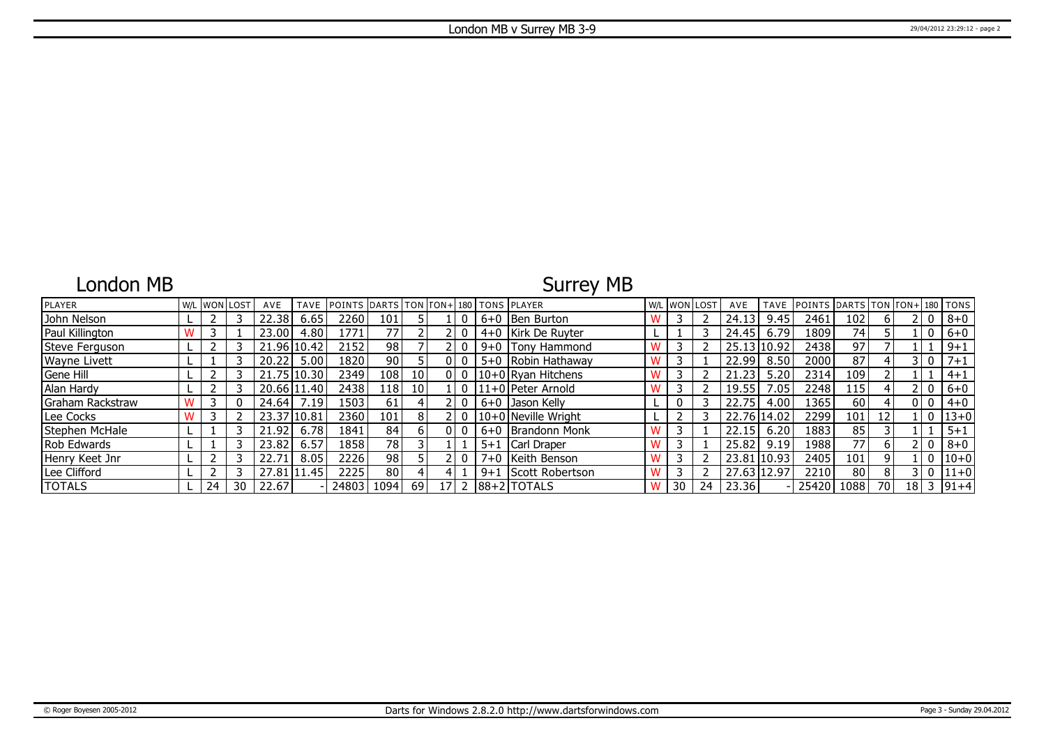# London MB v Surrey MB 3-9

## London MB

## Surrey MB

| PLAYER | W/L | WON | LOST | AVE | TAVE | POINTS | DARTS | TON | TON+ | 180 | TONS | PLAYER | W/L | WON | LOST | AVE | TAVE | POINTS | DARTS | TON | TON+ | 180 | TONS |
|---|---|---|---|---|---|---|---|---|---|---|---|---|---|---|---|---|---|---|---|---|---|---|---|
| John Nelson | L | 2 | 3 | 22.38 | 6.65 | 2260 | 101 | 5 | 1 | 0 | 6+0 | Ben Burton | W | 3 | 2 | 24.13 | 9.45 | 2461 | 102 | 6 | 2 | 0 | 8+0 |
| Paul Killington | W | 3 | 1 | 23.00 | 4.80 | 1771 | 77 | 2 | 2 | 0 | 4+0 | Kirk De Ruyter | L | 1 | 3 | 24.45 | 6.79 | 1809 | 74 | 5 | 1 | 0 | 6+0 |
| Steve Ferguson | L | 2 | 3 | 21.96 | 10.42 | 2152 | 98 | 7 | 2 | 0 | 9+0 | Tony Hammond | W | 3 | 2 | 25.13 | 10.92 | 2438 | 97 | 7 | 1 | 1 | 9+1 |
| Wayne Livett | L | 1 | 3 | 20.22 | 5.00 | 1820 | 90 | 5 | 0 | 0 | 5+0 | Robin Hathaway | W | 3 | 1 | 22.99 | 8.50 | 2000 | 87 | 4 | 3 | 0 | 7+1 |
| Gene Hill | L | 2 | 3 | 21.75 | 10.30 | 2349 | 108 | 10 | 0 | 0 | 10+0 | Ryan Hitchens | W | 3 | 2 | 21.23 | 5.20 | 2314 | 109 | 2 | 1 | 1 | 4+1 |
| Alan Hardy | L | 2 | 3 | 20.66 | 11.40 | 2438 | 118 | 10 | 1 | 0 | 11+0 | Peter Arnold | W | 3 | 2 | 19.55 | 7.05 | 2248 | 115 | 4 | 2 | 0 | 6+0 |
| Graham Rackstraw | W | 3 | 0 | 24.64 | 7.19 | 1503 | 61 | 4 | 2 | 0 | 6+0 | Jason Kelly | L | 0 | 3 | 22.75 | 4.00 | 1365 | 60 | 4 | 0 | 0 | 4+0 |
| Lee Cocks | W | 3 | 2 | 23.37 | 10.81 | 2360 | 101 | 8 | 2 | 0 | 10+0 | Neville Wright | L | 2 | 3 | 22.76 | 14.02 | 2299 | 101 | 12 | 1 | 0 | 13+0 |
| Stephen McHale | L | 1 | 3 | 21.92 | 6.78 | 1841 | 84 | 6 | 0 | 0 | 6+0 | Brandonn Monk | W | 3 | 1 | 22.15 | 6.20 | 1883 | 85 | 3 | 1 | 1 | 5+1 |
| Rob Edwards | L | 1 | 3 | 23.82 | 6.57 | 1858 | 78 | 3 | 1 | 1 | 5+1 | Carl Draper | W | 3 | 1 | 25.82 | 9.19 | 1988 | 77 | 6 | 2 | 0 | 8+0 |
| Henry Keet Jnr | L | 2 | 3 | 22.71 | 8.05 | 2226 | 98 | 5 | 2 | 0 | 7+0 | Keith Benson | W | 3 | 2 | 23.81 | 10.93 | 2405 | 101 | 9 | 1 | 0 | 10+0 |
| Lee Clifford | L | 2 | 3 | 27.81 | 11.45 | 2225 | 80 | 4 | 4 | 1 | 9+1 | Scott Robertson | W | 3 | 2 | 27.63 | 12.97 | 2210 | 80 | 8 | 3 | 0 | 11+0 |
| TOTALS | L | 24 | 30 | 22.67 | - | 24803 | 1094 | 69 | 17 | 2 | 88+2 | TOTALS | W | 30 | 24 | 23.36 | - | 25420 | 1088 | 70 | 18 | 3 | 91+4 |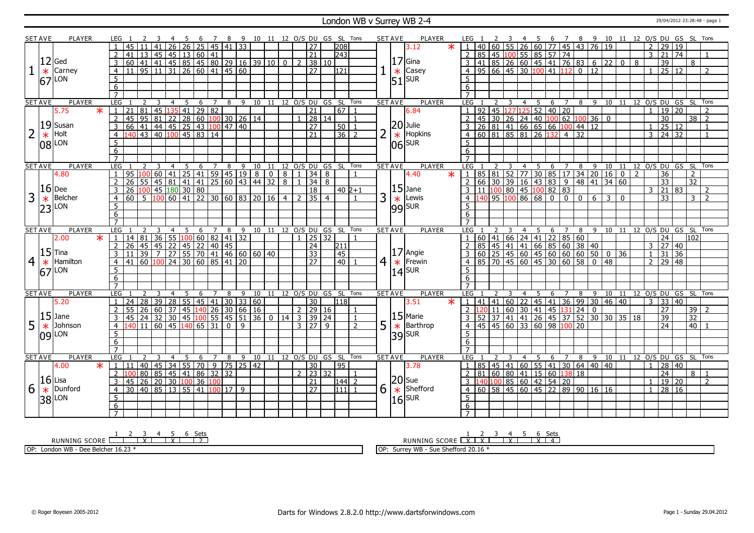# London WB v Surrey WB 2-4

29/04/2012 23:28:48 - page 1

## Set 1

| SET AVE | PLAYER | LEG | 1 | 2 | 3 | 4 | 5 | 6 | 7 | 8 | 9 | 10 | 11 | 12 | O/S | DU | GS | SL | Tons |
|---|---|---|---|---|---|---|---|---|---|---|---|---|---|---|---|---|---|---|---|
| 12.67 | Ged Carney (LON) | 1 | 45 | 11 | 41 | 26 | 26 | 25 | 45 | 41 | 33 | | | | | 27 | | 208 | |
| | | 2 | 41 | 13 | 45 | 45 | 13 | 60 | 41 | | | | | | | 21 | | 243 | |
| | | 3 | 60 | 41 | 41 | 45 | 85 | 45 | 80 | 29 | 16 | 39 | 10 | 0 | 2 | 38 | 10 | | |
| | | 4 | 11 | 95 | 11 | 31 | 26 | 60 | 41 | 45 | 60 | | | | | 27 | | 121 | |

| SET AVE | PLAYER | LEG | 1 | 2 | 3 | 4 | 5 | 6 | 7 | 8 | 9 | 10 | 11 | 12 | O/S | DU | GS | SL | Tons |
|---|---|---|---|---|---|---|---|---|---|---|---|---|---|---|---|---|---|---|---|
| 17.51 (3.12 *) | Gina Casey (SUR) | 1 | 40 | 60 | 55 | 26 | 60 | 77 | 45 | 43 | 76 | 19 | | | 2 | 29 | 19 | | |
| | | 2 | 85 | 45 | 100 | 55 | 85 | 57 | 74 | | | | | | 3 | 21 | 74 | | 1 |
| | | 3 | 41 | 85 | 26 | 60 | 45 | 41 | 76 | 83 | 6 | 22 | 0 | 8 | | 39 | | 8 | |
| | | 4 | 95 | 66 | 45 | 30 | 100 | 41 | 112 | 0 | 12 | | | | 1 | 25 | 12 | | 2 |

## Set 2

| SET AVE | PLAYER | LEG | 1 | 2 | 3 | 4 | 5 | 6 | 7 | 8 | 9 | 10 | 11 | 12 | O/S | DU | GS | SL | Tons |
|---|---|---|---|---|---|---|---|---|---|---|---|---|---|---|---|---|---|---|---|
| 19.08 (5.75 *) | Susan Holt (LON) | 1 | 21 | 81 | 45 | 135 | 41 | 29 | 82 | | | | | | | 21 | | 67 | 1 |
| | | 2 | 45 | 95 | 81 | 22 | 28 | 60 | 100 | 30 | 26 | 14 | | | 1 | 28 | 14 | | 1 |
| | | 3 | 66 | 41 | 44 | 45 | 25 | 43 | 100 | 47 | 40 | | | | | 27 | | 50 | 1 |
| | | 4 | 140 | 43 | 40 | 100 | 45 | 83 | 14 | | | | | | | 21 | | 36 | 2 |

| SET AVE | PLAYER | LEG | 1 | 2 | 3 | 4 | 5 | 6 | 7 | 8 | 9 | 10 | 11 | 12 | O/S | DU | GS | SL | Tons |
|---|---|---|---|---|---|---|---|---|---|---|---|---|---|---|---|---|---|---|---|
| 20.06 (6.84) | Julie Hopkins (SUR) | 1 | 92 | 45 | 127 | 125 | 52 | 40 | 20 | | | | | | 1 | 19 | 20 | | 2 |
| | | 2 | 45 | 30 | 26 | 24 | 40 | 100 | 62 | 100 | 36 | 0 | | | | 30 | | 38 | 2 |
| | | 3 | 26 | 81 | 41 | 66 | 65 | 66 | 100 | 44 | 12 | | | | 1 | 25 | 12 | | 1 |
| | | 4 | 60 | 81 | 85 | 81 | 26 | 132 | 4 | 32 | | | | | 3 | 24 | 32 | | 1 |

## Set 3

| SET AVE | PLAYER | LEG | 1 | 2 | 3 | 4 | 5 | 6 | 7 | 8 | 9 | 10 | 11 | 12 | O/S | DU | GS | SL | Tons |
|---|---|---|---|---|---|---|---|---|---|---|---|---|---|---|---|---|---|---|---|
| 16.23 (4.80) | Dee Belcher (LON) | 1 | 95 | 100 | 60 | 41 | 25 | 41 | 59 | 45 | 19 | 8 | 0 | 8 | 1 | 34 | 8 | | 1 |
| | | 2 | 26 | 55 | 45 | 81 | 41 | 41 | 25 | 60 | 43 | 44 | 32 | 8 | 1 | 34 | 8 | | |
| | | 3 | 26 | 100 | 45 | 180 | 30 | 80 | | | | | | | | 18 | | 40 | 2+1 |
| | | 4 | 60 | 5 | 100 | 60 | 41 | 22 | 30 | 60 | 83 | 20 | 16 | 4 | 2 | 35 | 4 | | 1 |

| SET AVE | PLAYER | LEG | 1 | 2 | 3 | 4 | 5 | 6 | 7 | 8 | 9 | 10 | 11 | 12 | O/S | DU | GS | SL | Tons |
|---|---|---|---|---|---|---|---|---|---|---|---|---|---|---|---|---|---|---|---|
| 15.99 (4.40 *) | Jane Lewis (SUR) | 1 | 85 | 81 | 52 | 77 | 30 | 85 | 17 | 34 | 20 | 16 | 0 | 2 | | 36 | | 2 | |
| | | 2 | 66 | 30 | 39 | 16 | 43 | 83 | 9 | 48 | 41 | 34 | 60 | | | 33 | | 32 | |
| | | 3 | 11 | 100 | 80 | 45 | 100 | 82 | 83 | | | | | | 3 | 21 | 83 | | 2 |
| | | 4 | 140 | 95 | 100 | 86 | 68 | 0 | 0 | 0 | 6 | 3 | 0 | | | 33 | | 3 | 2 |

## Set 4

| SET AVE | PLAYER | LEG | 1 | 2 | 3 | 4 | 5 | 6 | 7 | 8 | 9 | 10 | 11 | 12 | O/S | DU | GS | SL | Tons |
|---|---|---|---|---|---|---|---|---|---|---|---|---|---|---|---|---|---|---|---|
| 15.67 (2.00 *) | Tina Hamilton (LON) | 1 | 14 | 81 | 36 | 55 | 100 | 60 | 82 | 41 | 32 | | | | 1 | 25 | 32 | | 1 |
| | | 2 | 26 | 45 | 45 | 22 | 45 | 22 | 40 | 45 | | | | | | 24 | | 211 | |
| | | 3 | 11 | 39 | 7 | 27 | 55 | 70 | 41 | 46 | 60 | 60 | 40 | | | 33 | | 45 | |
| | | 4 | 41 | 60 | 100 | 24 | 30 | 60 | 85 | 41 | 20 | | | | | 27 | | 40 | 1 |

| SET AVE | PLAYER | LEG | 1 | 2 | 3 | 4 | 5 | 6 | 7 | 8 | 9 | 10 | 11 | 12 | O/S | DU | GS | SL | Tons |
|---|---|---|---|---|---|---|---|---|---|---|---|---|---|---|---|---|---|---|---|
| 17.14 | Angie Frewin (SUR) | 1 | 60 | 41 | 66 | 24 | 41 | 22 | 85 | 60 | | | | | | 24 | | 102 | |
| | | 2 | 85 | 45 | 41 | 41 | 66 | 85 | 60 | 38 | 40 | | | | 3 | 27 | 40 | | |
| | | 3 | 60 | 25 | 45 | 60 | 45 | 60 | 60 | 60 | 50 | 0 | 36 | | 1 | 31 | 36 | | |
| | | 4 | 85 | 70 | 45 | 60 | 45 | 30 | 60 | 58 | 0 | 48 | | | 2 | 29 | 48 | | |

## Set 5

| SET AVE | PLAYER | LEG | 1 | 2 | 3 | 4 | 5 | 6 | 7 | 8 | 9 | 10 | 11 | 12 | O/S | DU | GS | SL | Tons |
|---|---|---|---|---|---|---|---|---|---|---|---|---|---|---|---|---|---|---|---|
| 15.09 (5.20) | Jane Johnson (LON) | 1 | 24 | 28 | 39 | 28 | 55 | 45 | 41 | 30 | 33 | 60 | | | | 30 | | 118 | |
| | | 2 | 55 | 26 | 60 | 37 | 45 | 140 | 26 | 30 | 66 | 16 | | | 2 | 29 | 16 | | 1 |
| | | 3 | 45 | 24 | 32 | 30 | 45 | 100 | 55 | 45 | 51 | 36 | 0 | 14 | 3 | 39 | 24 | | 1 |
| | | 4 | 140 | 11 | 60 | 45 | 140 | 65 | 31 | 0 | 9 | | | | 3 | 27 | 9 | | 2 |

| SET AVE | PLAYER | LEG | 1 | 2 | 3 | 4 | 5 | 6 | 7 | 8 | 9 | 10 | 11 | 12 | O/S | DU | GS | SL | Tons |
|---|---|---|---|---|---|---|---|---|---|---|---|---|---|---|---|---|---|---|---|
| 15.39 (3.51 *) | Marie Barthrop (SUR) | 1 | 41 | 41 | 60 | 22 | 45 | 41 | 36 | 99 | 30 | 46 | 40 | | 3 | 33 | 40 | | |
| | | 2 | 120 | 11 | 60 | 30 | 41 | 45 | 131 | 24 | 0 | | | | | 27 | | 39 | 2 |
| | | 3 | 52 | 37 | 41 | 41 | 26 | 45 | 37 | 52 | 30 | 30 | 35 | 18 | | 39 | | 32 | |
| | | 4 | 45 | 45 | 60 | 33 | 60 | 98 | 100 | 20 | | | | | | 24 | | 40 | 1 |

## Set 6

| SET AVE | PLAYER | LEG | 1 | 2 | 3 | 4 | 5 | 6 | 7 | 8 | 9 | 10 | 11 | 12 | O/S | DU | GS | SL | Tons |
|---|---|---|---|---|---|---|---|---|---|---|---|---|---|---|---|---|---|---|---|
| 16.38 (4.00 *) | Lisa Dunford (LON) | 1 | 11 | 40 | 45 | 34 | 55 | 70 | 9 | 75 | 25 | 42 | | | | 30 | | 95 | |
| | | 2 | 100 | 80 | 85 | 45 | 41 | 86 | 32 | 32 | | | | | 2 | 23 | 32 | | 1 |
| | | 3 | 45 | 26 | 20 | 30 | 100 | 36 | 100 | | | | | | | 21 | | 144 | 2 |
| | | 4 | 30 | 40 | 85 | 13 | 55 | 41 | 100 | 17 | 9 | | | | | 27 | | 111 | 1 |

| SET AVE | PLAYER | LEG | 1 | 2 | 3 | 4 | 5 | 6 | 7 | 8 | 9 | 10 | 11 | 12 | O/S | DU | GS | SL | Tons |
|---|---|---|---|---|---|---|---|---|---|---|---|---|---|---|---|---|---|---|---|
| 20.16 (3.78) | Sue Shefford (SUR) | 1 | 85 | 45 | 41 | 60 | 55 | 41 | 30 | 64 | 40 | 40 | | | 1 | 28 | 40 | | |
| | | 2 | 81 | 60 | 80 | 41 | 15 | 60 | 138 | 18 | | | | | | 24 | | 8 | 1 |
| | | 3 | 140 | 100 | 85 | 60 | 42 | 54 | 20 | | | | | | 1 | 19 | 20 | | 2 |
| | | 4 | 60 | 58 | 45 | 60 | 45 | 22 | 89 | 90 | 16 | 16 | | | 1 | 28 | 16 | | |

| RUNNING SCORE (London WB) | 1 | 2 | 3 | 4 | 5 | 6 | Sets |
|---|---|---|---|---|---|---|---|
| | | | X | | X | | 2 |

OP: London WB - Dee Belcher 16.23 *

| RUNNING SCORE (Surrey WB) | 1 | 2 | 3 | 4 | 5 | 6 | Sets |
|---|---|---|---|---|---|---|---|
| | X | X | | X | | X | 4 |

OP: Surrey WB - Sue Shefford 20.16 *

© Roger Boyesen 2005-2012 Darts for Windows 2.8.2.0 http://www.dartsforwindows.com Page 1 - Sunday 29.04.2012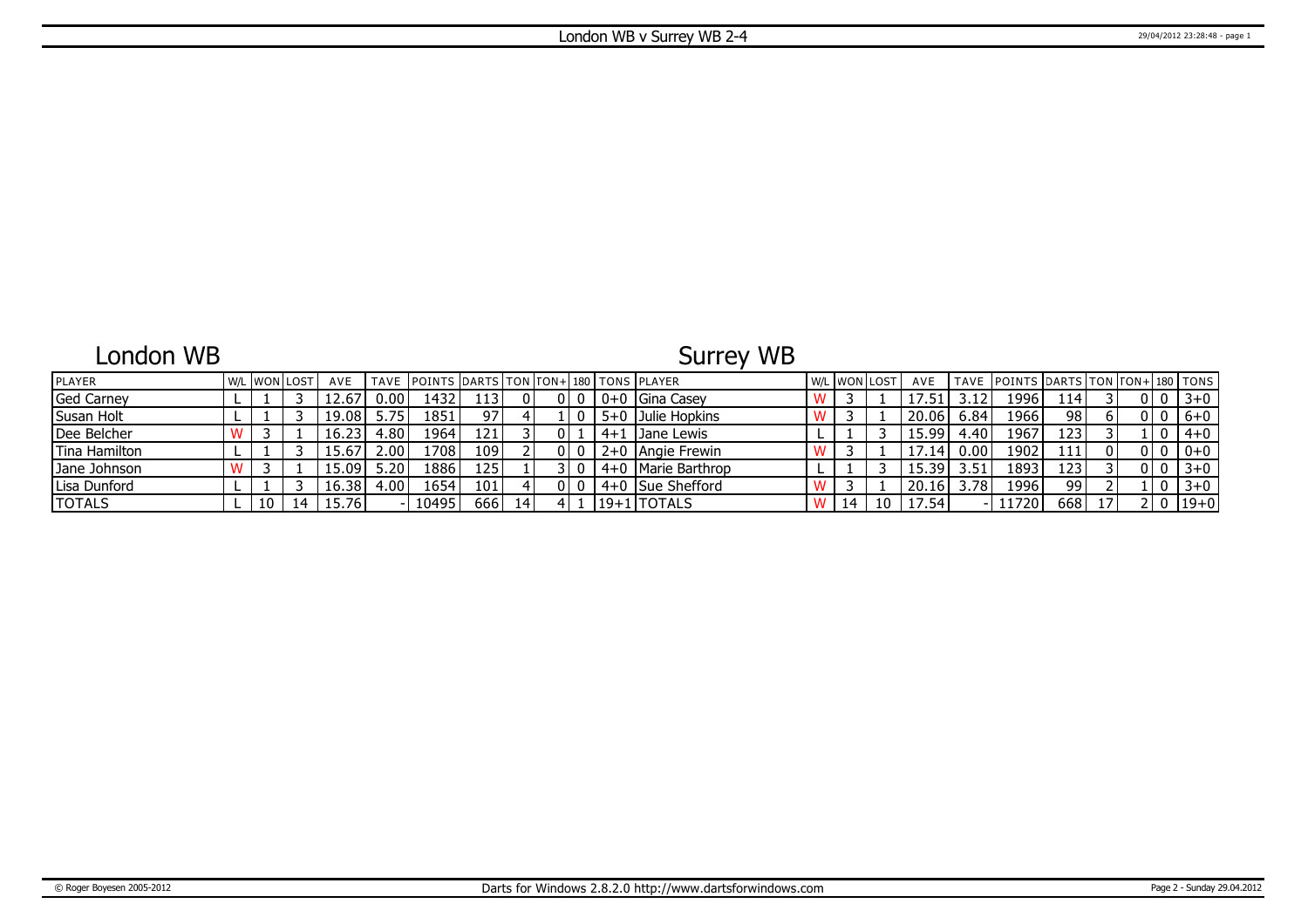# London WB v Surrey WB 2-4

## London WB

## Surrey WB

| PLAYER | W/L | WON | LOST | AVE | TAVE | POINTS | DARTS | TON | TON+ | 180 | TONS | PLAYER | W/L | WON | LOST | AVE | TAVE | POINTS | DARTS | TON | TON+ | 180 | TONS |
|---|---|---|---|---|---|---|---|---|---|---|---|---|---|---|---|---|---|---|---|---|---|---|---|
| Ged Carney | L | 1 | 3 | 12.67 | 0.00 | 1432 | 113 | 0 | 0 | 0 | 0+0 | Gina Casey | W | 3 | 1 | 17.51 | 3.12 | 1996 | 114 | 3 | 0 | 0 | 3+0 |
| Susan Holt | L | 1 | 3 | 19.08 | 5.75 | 1851 | 97 | 4 | 1 | 0 | 5+0 | Julie Hopkins | W | 3 | 1 | 20.06 | 6.84 | 1966 | 98 | 6 | 0 | 0 | 6+0 |
| Dee Belcher | W | 3 | 1 | 16.23 | 4.80 | 1964 | 121 | 3 | 0 | 1 | 4+1 | Jane Lewis | L | 1 | 3 | 15.99 | 4.40 | 1967 | 123 | 3 | 1 | 0 | 4+0 |
| Tina Hamilton | L | 1 | 3 | 15.67 | 2.00 | 1708 | 109 | 2 | 0 | 0 | 2+0 | Angie Frewin | W | 3 | 1 | 17.14 | 0.00 | 1902 | 111 | 0 | 0 | 0 | 0+0 |
| Jane Johnson | W | 3 | 1 | 15.09 | 5.20 | 1886 | 125 | 1 | 3 | 0 | 4+0 | Marie Barthrop | L | 1 | 3 | 15.39 | 3.51 | 1893 | 123 | 3 | 0 | 0 | 3+0 |
| Lisa Dunford | L | 1 | 3 | 16.38 | 4.00 | 1654 | 101 | 4 | 0 | 0 | 4+0 | Sue Shefford | W | 3 | 1 | 20.16 | 3.78 | 1996 | 99 | 2 | 1 | 0 | 3+0 |
| TOTALS | L | 10 | 14 | 15.76 | - | 10495 | 666 | 14 | 4 | 1 | 19+1 | TOTALS | W | 14 | 10 | 17.54 | - | 11720 | 668 | 17 | 2 | 0 | 19+0 |